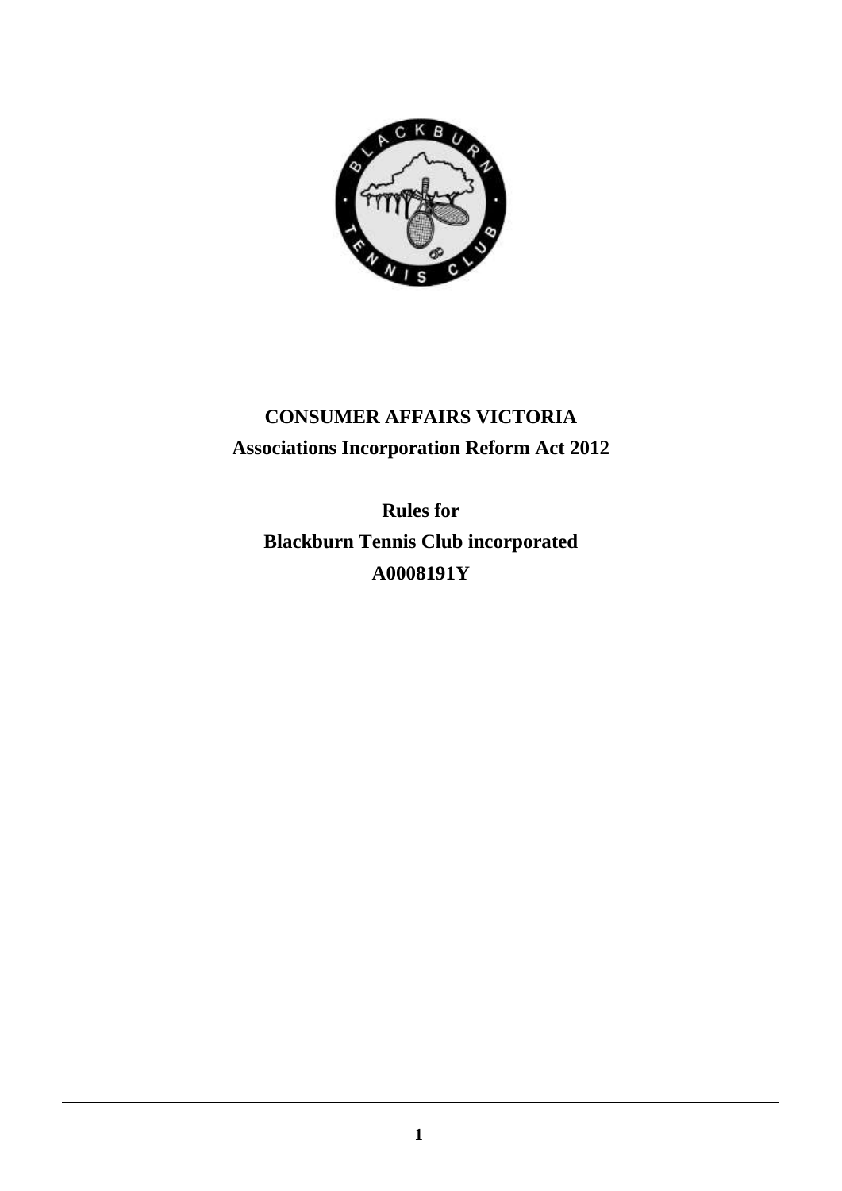**CONSUMER AFFAIRS VICTORIA**
**Associations Incorporation Reform Act 2012**

**Rules for**
**Blackburn Tennis Club incorporated**
**A0008191Y**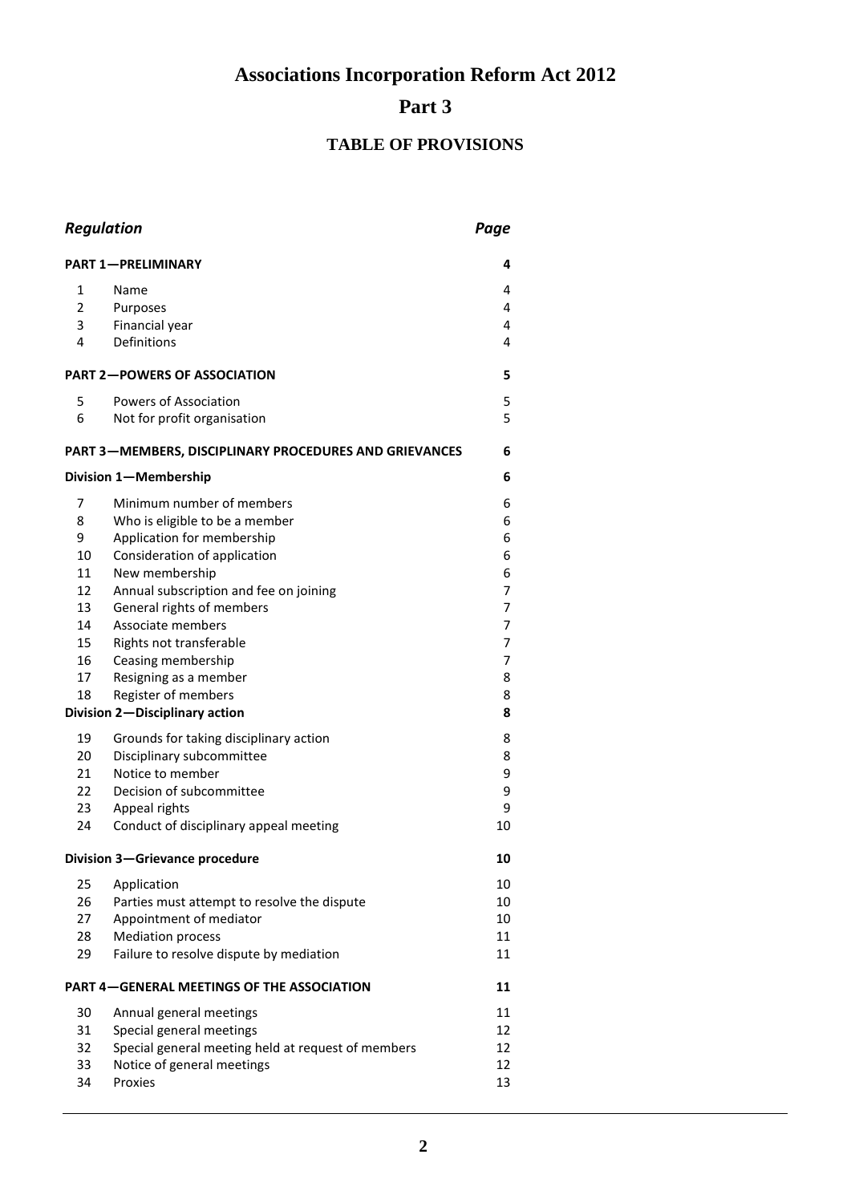# Associations Incorporation Reform Act 2012

# Part 3

## TABLE OF PROVISIONS

| *Regulation* | | *Page* |
|---|---|---|
| **PART 1—PRELIMINARY** | | **4** |
| 1 | Name | 4 |
| 2 | Purposes | 4 |
| 3 | Financial year | 4 |
| 4 | Definitions | 4 |
| **PART 2—POWERS OF ASSOCIATION** | | **5** |
| 5 | Powers of Association | 5 |
| 6 | Not for profit organisation | 5 |
| **PART 3—MEMBERS, DISCIPLINARY PROCEDURES AND GRIEVANCES** | | **6** |
| **Division 1—Membership** | | **6** |
| 7 | Minimum number of members | 6 |
| 8 | Who is eligible to be a member | 6 |
| 9 | Application for membership | 6 |
| 10 | Consideration of application | 6 |
| 11 | New membership | 6 |
| 12 | Annual subscription and fee on joining | 7 |
| 13 | General rights of members | 7 |
| 14 | Associate members | 7 |
| 15 | Rights not transferable | 7 |
| 16 | Ceasing membership | 7 |
| 17 | Resigning as a member | 8 |
| 18 | Register of members | 8 |
| **Division 2—Disciplinary action** | | **8** |
| 19 | Grounds for taking disciplinary action | 8 |
| 20 | Disciplinary subcommittee | 8 |
| 21 | Notice to member | 9 |
| 22 | Decision of subcommittee | 9 |
| 23 | Appeal rights | 9 |
| 24 | Conduct of disciplinary appeal meeting | 10 |
| **Division 3—Grievance procedure** | | **10** |
| 25 | Application | 10 |
| 26 | Parties must attempt to resolve the dispute | 10 |
| 27 | Appointment of mediator | 10 |
| 28 | Mediation process | 11 |
| 29 | Failure to resolve dispute by mediation | 11 |
| **PART 4—GENERAL MEETINGS OF THE ASSOCIATION** | | **11** |
| 30 | Annual general meetings | 11 |
| 31 | Special general meetings | 12 |
| 32 | Special general meeting held at request of members | 12 |
| 33 | Notice of general meetings | 12 |
| 34 | Proxies | 13 |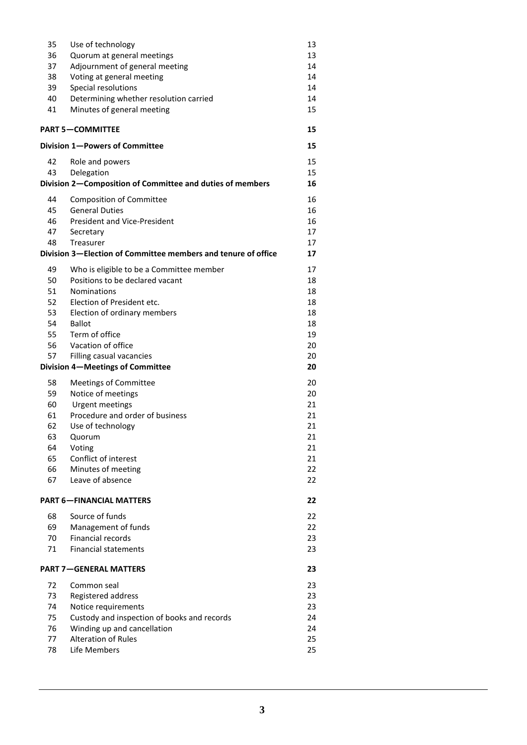| | | |
|---|---|---|
| 35 | Use of technology | 13 |
| 36 | Quorum at general meetings | 13 |
| 37 | Adjournment of general meeting | 14 |
| 38 | Voting at general meeting | 14 |
| 39 | Special resolutions | 14 |
| 40 | Determining whether resolution carried | 14 |
| 41 | Minutes of general meeting | 15 |
| **PART 5—COMMITTEE** | | **15** |
| **Division 1—Powers of Committee** | | **15** |
| 42 | Role and powers | 15 |
| 43 | Delegation | 15 |
| **Division 2—Composition of Committee and duties of members** | | **16** |
| 44 | Composition of Committee | 16 |
| 45 | General Duties | 16 |
| 46 | President and Vice-President | 16 |
| 47 | Secretary | 17 |
| 48 | Treasurer | 17 |
| **Division 3—Election of Committee members and tenure of office** | | **17** |
| 49 | Who is eligible to be a Committee member | 17 |
| 50 | Positions to be declared vacant | 18 |
| 51 | Nominations | 18 |
| 52 | Election of President etc. | 18 |
| 53 | Election of ordinary members | 18 |
| 54 | Ballot | 18 |
| 55 | Term of office | 19 |
| 56 | Vacation of office | 20 |
| 57 | Filling casual vacancies | 20 |
| **Division 4—Meetings of Committee** | | **20** |
| 58 | Meetings of Committee | 20 |
| 59 | Notice of meetings | 20 |
| 60 | Urgent meetings | 21 |
| 61 | Procedure and order of business | 21 |
| 62 | Use of technology | 21 |
| 63 | Quorum | 21 |
| 64 | Voting | 21 |
| 65 | Conflict of interest | 21 |
| 66 | Minutes of meeting | 22 |
| 67 | Leave of absence | 22 |
| **PART 6—FINANCIAL MATTERS** | | **22** |
| 68 | Source of funds | 22 |
| 69 | Management of funds | 22 |
| 70 | Financial records | 23 |
| 71 | Financial statements | 23 |
| **PART 7—GENERAL MATTERS** | | **23** |
| 72 | Common seal | 23 |
| 73 | Registered address | 23 |
| 74 | Notice requirements | 23 |
| 75 | Custody and inspection of books and records | 24 |
| 76 | Winding up and cancellation | 24 |
| 77 | Alteration of Rules | 25 |
| 78 | Life Members | 25 |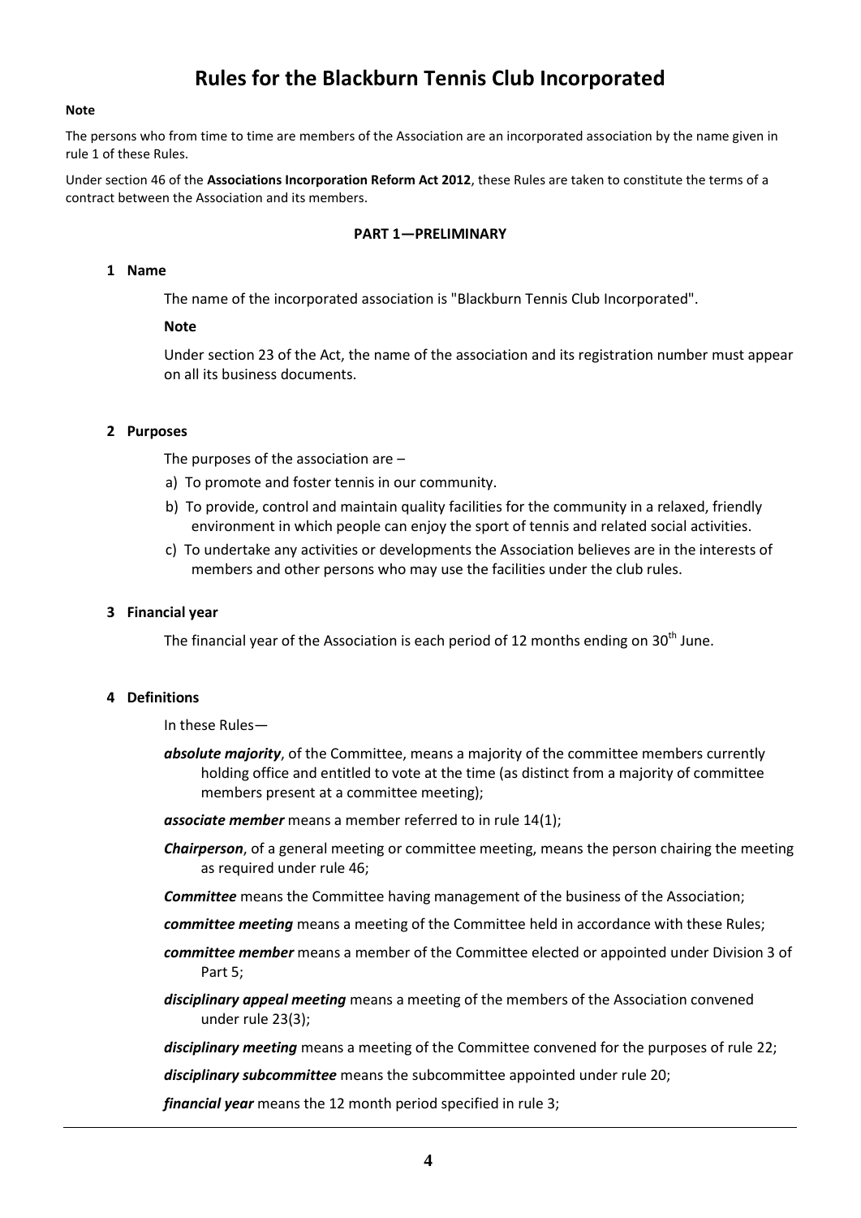# Rules for the Blackburn Tennis Club Incorporated

**Note**

The persons who from time to time are members of the Association are an incorporated association by the name given in rule 1 of these Rules.

Under section 46 of the **Associations Incorporation Reform Act 2012**, these Rules are taken to constitute the terms of a contract between the Association and its members.

**PART 1—PRELIMINARY**

**1 Name**

The name of the incorporated association is "Blackburn Tennis Club Incorporated".

**Note**

Under section 23 of the Act, the name of the association and its registration number must appear on all its business documents.

**2 Purposes**

The purposes of the association are –

a) To promote and foster tennis in our community.

b) To provide, control and maintain quality facilities for the community in a relaxed, friendly environment in which people can enjoy the sport of tennis and related social activities.

c) To undertake any activities or developments the Association believes are in the interests of members and other persons who may use the facilities under the club rules.

**3 Financial year**

The financial year of the Association is each period of 12 months ending on 30th June.

**4 Definitions**

In these Rules—

***absolute majority***, of the Committee, means a majority of the committee members currently holding office and entitled to vote at the time (as distinct from a majority of committee members present at a committee meeting);

***associate member*** means a member referred to in rule 14(1);

***Chairperson***, of a general meeting or committee meeting, means the person chairing the meeting as required under rule 46;

***Committee*** means the Committee having management of the business of the Association;

***committee meeting*** means a meeting of the Committee held in accordance with these Rules;

***committee member*** means a member of the Committee elected or appointed under Division 3 of Part 5;

***disciplinary appeal meeting*** means a meeting of the members of the Association convened under rule 23(3);

***disciplinary meeting*** means a meeting of the Committee convened for the purposes of rule 22;

***disciplinary subcommittee*** means the subcommittee appointed under rule 20;

***financial year*** means the 12 month period specified in rule 3;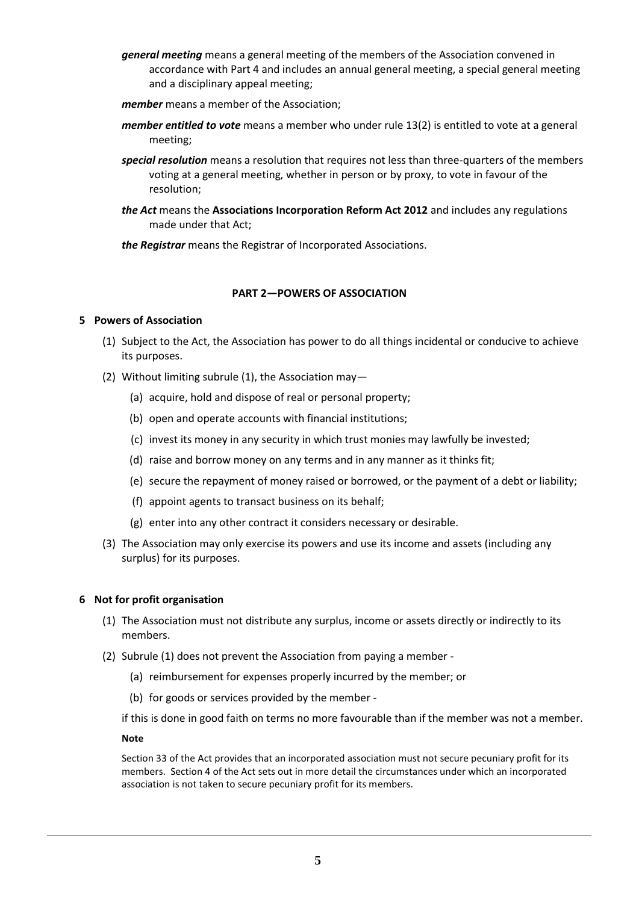***general meeting*** means a general meeting of the members of the Association convened in accordance with Part 4 and includes an annual general meeting, a special general meeting and a disciplinary appeal meeting;

***member*** means a member of the Association;

***member entitled to vote*** means a member who under rule 13(2) is entitled to vote at a general meeting;

***special resolution*** means a resolution that requires not less than three-quarters of the members voting at a general meeting, whether in person or by proxy, to vote in favour of the resolution;

***the Act*** means the **Associations Incorporation Reform Act 2012** and includes any regulations made under that Act;

***the Registrar*** means the Registrar of Incorporated Associations.

## PART 2—POWERS OF ASSOCIATION

### 5 Powers of Association

(1) Subject to the Act, the Association has power to do all things incidental or conducive to achieve its purposes.

(2) Without limiting subrule (1), the Association may—

(a) acquire, hold and dispose of real or personal property;

(b) open and operate accounts with financial institutions;

(c) invest its money in any security in which trust monies may lawfully be invested;

(d) raise and borrow money on any terms and in any manner as it thinks fit;

(e) secure the repayment of money raised or borrowed, or the payment of a debt or liability;

(f) appoint agents to transact business on its behalf;

(g) enter into any other contract it considers necessary or desirable.

(3) The Association may only exercise its powers and use its income and assets (including any surplus) for its purposes.

### 6 Not for profit organisation

(1) The Association must not distribute any surplus, income or assets directly or indirectly to its members.

(2) Subrule (1) does not prevent the Association from paying a member -

(a) reimbursement for expenses properly incurred by the member; or

(b) for goods or services provided by the member -

if this is done in good faith on terms no more favourable than if the member was not a member.

**Note**

Section 33 of the Act provides that an incorporated association must not secure pecuniary profit for its members. Section 4 of the Act sets out in more detail the circumstances under which an incorporated association is not taken to secure pecuniary profit for its members.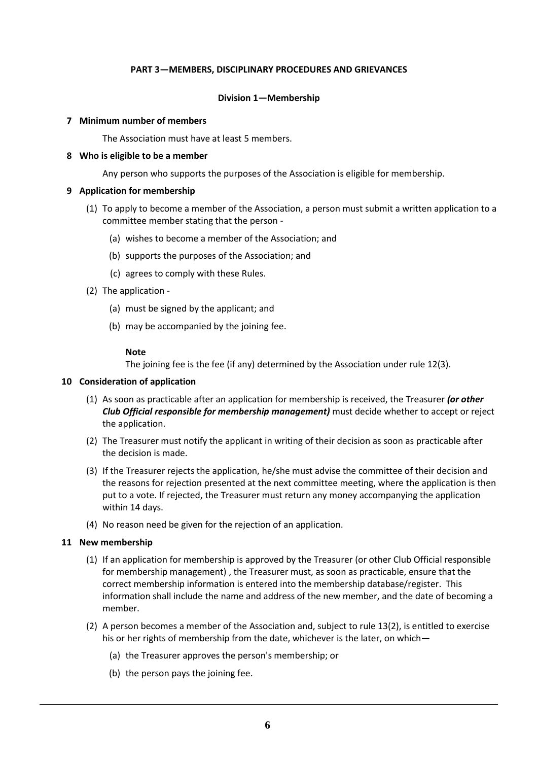## PART 3—MEMBERS, DISCIPLINARY PROCEDURES AND GRIEVANCES

### Division 1—Membership

**7 Minimum number of members**

The Association must have at least 5 members.

**8 Who is eligible to be a member**

Any person who supports the purposes of the Association is eligible for membership.

**9 Application for membership**

(1) To apply to become a member of the Association, a person must submit a written application to a committee member stating that the person -

  (a) wishes to become a member of the Association; and

  (b) supports the purposes of the Association; and

  (c) agrees to comply with these Rules.

(2) The application -

  (a) must be signed by the applicant; and

  (b) may be accompanied by the joining fee.

**Note**

The joining fee is the fee (if any) determined by the Association under rule 12(3).

**10 Consideration of application**

(1) As soon as practicable after an application for membership is received, the Treasurer ***(or other Club Official responsible for membership management)*** must decide whether to accept or reject the application.

(2) The Treasurer must notify the applicant in writing of their decision as soon as practicable after the decision is made.

(3) If the Treasurer rejects the application, he/she must advise the committee of their decision and the reasons for rejection presented at the next committee meeting, where the application is then put to a vote. If rejected, the Treasurer must return any money accompanying the application within 14 days.

(4) No reason need be given for the rejection of an application.

**11 New membership**

(1) If an application for membership is approved by the Treasurer (or other Club Official responsible for membership management) , the Treasurer must, as soon as practicable, ensure that the correct membership information is entered into the membership database/register. This information shall include the name and address of the new member, and the date of becoming a member.

(2) A person becomes a member of the Association and, subject to rule 13(2), is entitled to exercise his or her rights of membership from the date, whichever is the later, on which—

  (a) the Treasurer approves the person's membership; or

  (b) the person pays the joining fee.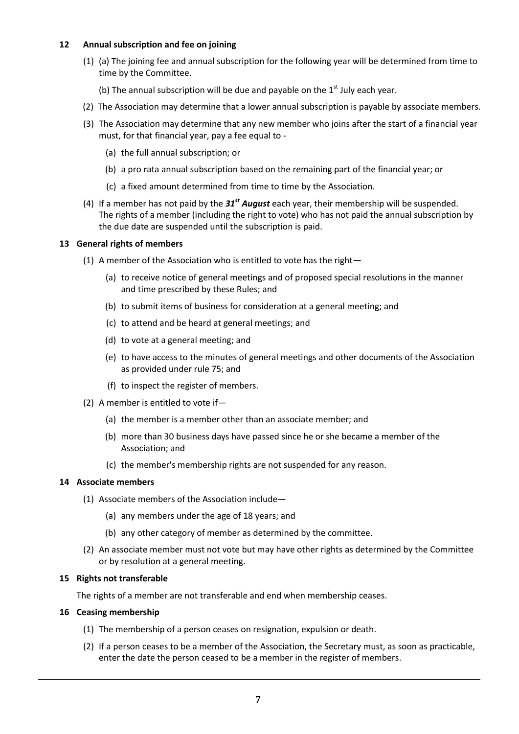**12 Annual subscription and fee on joining**

(1) (a) The joining fee and annual subscription for the following year will be determined from time to time by the Committee.

(b) The annual subscription will be due and payable on the 1st July each year.

(2) The Association may determine that a lower annual subscription is payable by associate members.

(3) The Association may determine that any new member who joins after the start of a financial year must, for that financial year, pay a fee equal to -

(a) the full annual subscription; or

(b) a pro rata annual subscription based on the remaining part of the financial year; or

(c) a fixed amount determined from time to time by the Association.

(4) If a member has not paid by the ***31st August*** each year, their membership will be suspended. The rights of a member (including the right to vote) who has not paid the annual subscription by the due date are suspended until the subscription is paid.

**13 General rights of members**

(1) A member of the Association who is entitled to vote has the right—

(a) to receive notice of general meetings and of proposed special resolutions in the manner and time prescribed by these Rules; and

(b) to submit items of business for consideration at a general meeting; and

(c) to attend and be heard at general meetings; and

(d) to vote at a general meeting; and

(e) to have access to the minutes of general meetings and other documents of the Association as provided under rule 75; and

(f) to inspect the register of members.

(2) A member is entitled to vote if—

(a) the member is a member other than an associate member; and

(b) more than 30 business days have passed since he or she became a member of the Association; and

(c) the member's membership rights are not suspended for any reason.

**14 Associate members**

(1) Associate members of the Association include—

(a) any members under the age of 18 years; and

(b) any other category of member as determined by the committee.

(2) An associate member must not vote but may have other rights as determined by the Committee or by resolution at a general meeting.

**15 Rights not transferable**

The rights of a member are not transferable and end when membership ceases.

**16 Ceasing membership**

(1) The membership of a person ceases on resignation, expulsion or death.

(2) If a person ceases to be a member of the Association, the Secretary must, as soon as practicable, enter the date the person ceased to be a member in the register of members.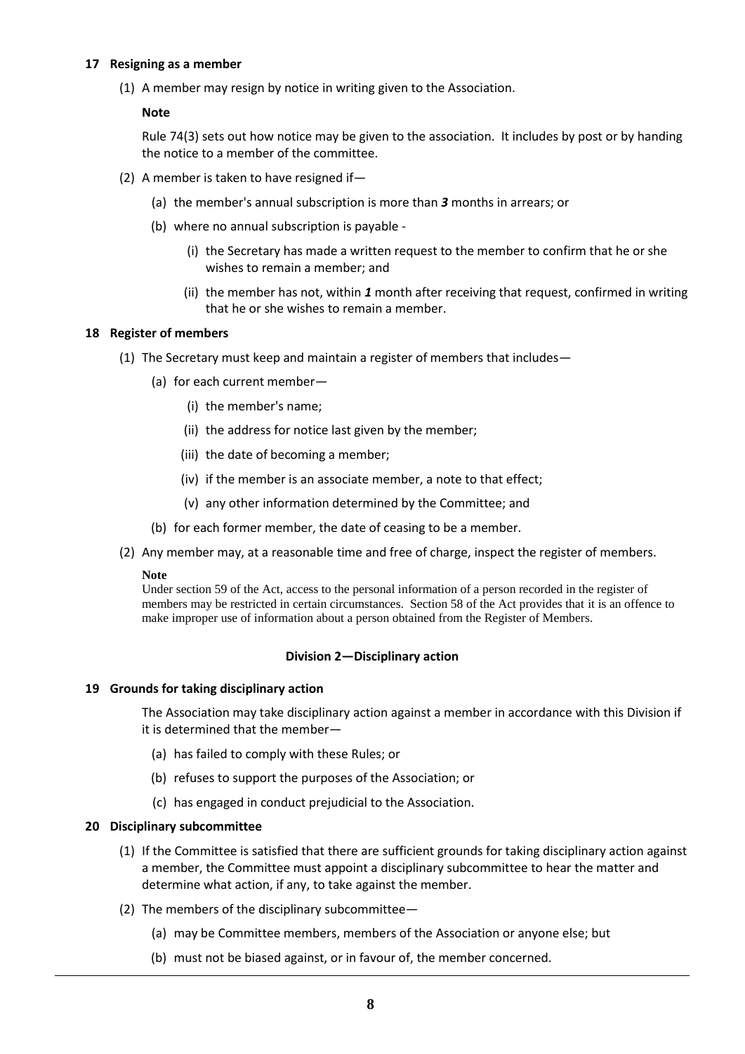### 17 Resigning as a member

(1) A member may resign by notice in writing given to the Association.

**Note**

Rule 74(3) sets out how notice may be given to the association. It includes by post or by handing the notice to a member of the committee.

(2) A member is taken to have resigned if—

(a) the member's annual subscription is more than ***3*** months in arrears; or

(b) where no annual subscription is payable -

(i) the Secretary has made a written request to the member to confirm that he or she wishes to remain a member; and

(ii) the member has not, within ***1*** month after receiving that request, confirmed in writing that he or she wishes to remain a member.

### 18 Register of members

(1) The Secretary must keep and maintain a register of members that includes—

(a) for each current member—

(i) the member's name;

(ii) the address for notice last given by the member;

(iii) the date of becoming a member;

(iv) if the member is an associate member, a note to that effect;

(v) any other information determined by the Committee; and

(b) for each former member, the date of ceasing to be a member.

(2) Any member may, at a reasonable time and free of charge, inspect the register of members.

**Note**

Under section 59 of the Act, access to the personal information of a person recorded in the register of members may be restricted in certain circumstances. Section 58 of the Act provides that it is an offence to make improper use of information about a person obtained from the Register of Members.

## Division 2—Disciplinary action

### 19 Grounds for taking disciplinary action

The Association may take disciplinary action against a member in accordance with this Division if it is determined that the member—

(a) has failed to comply with these Rules; or

(b) refuses to support the purposes of the Association; or

(c) has engaged in conduct prejudicial to the Association.

### 20 Disciplinary subcommittee

(1) If the Committee is satisfied that there are sufficient grounds for taking disciplinary action against a member, the Committee must appoint a disciplinary subcommittee to hear the matter and determine what action, if any, to take against the member.

(2) The members of the disciplinary subcommittee—

(a) may be Committee members, members of the Association or anyone else; but

(b) must not be biased against, or in favour of, the member concerned.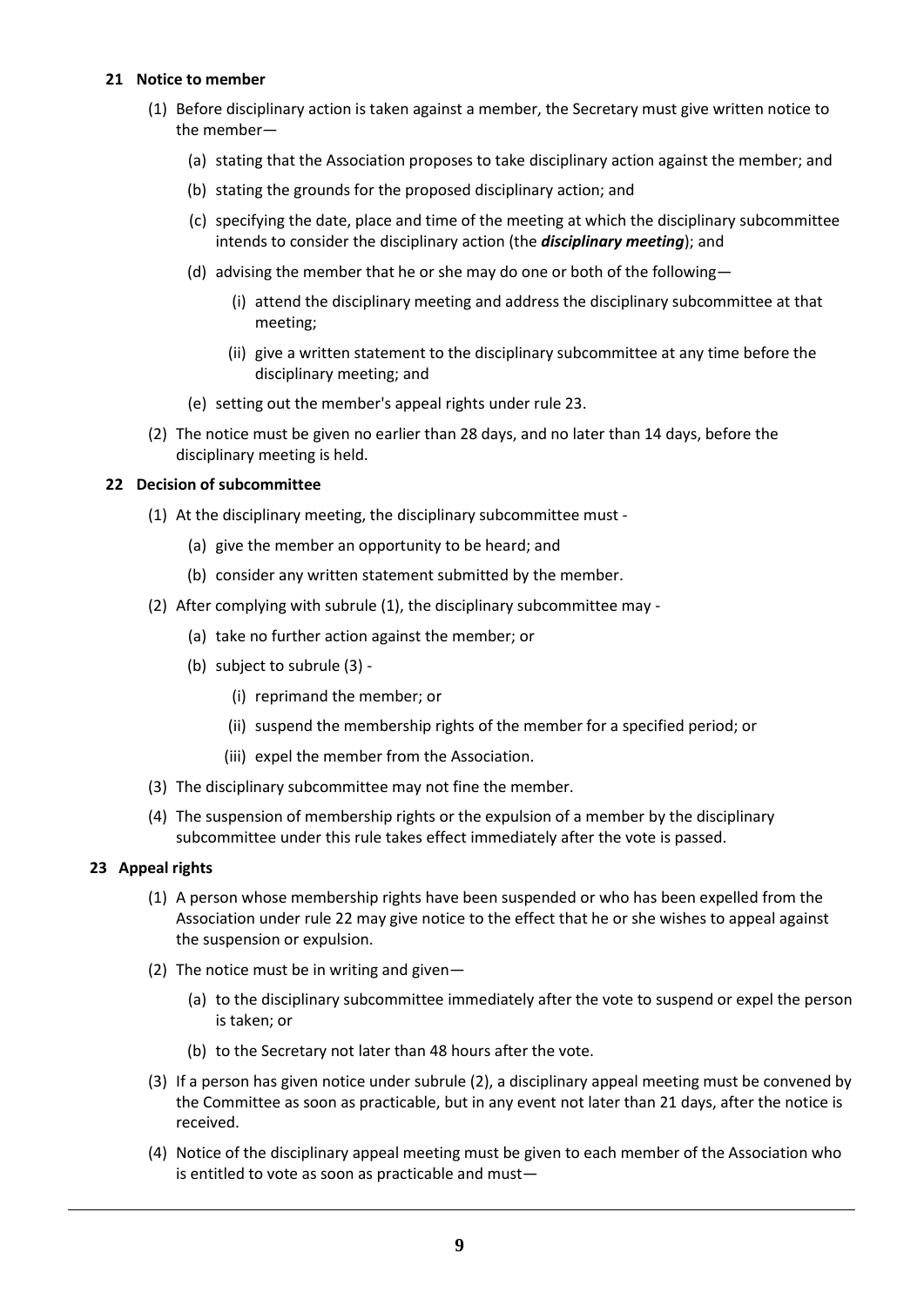### 21 Notice to member

(1) Before disciplinary action is taken against a member, the Secretary must give written notice to the member—

   (a) stating that the Association proposes to take disciplinary action against the member; and

   (b) stating the grounds for the proposed disciplinary action; and

   (c) specifying the date, place and time of the meeting at which the disciplinary subcommittee intends to consider the disciplinary action (the ***disciplinary meeting***); and

   (d) advising the member that he or she may do one or both of the following—

      (i) attend the disciplinary meeting and address the disciplinary subcommittee at that meeting;

      (ii) give a written statement to the disciplinary subcommittee at any time before the disciplinary meeting; and

   (e) setting out the member's appeal rights under rule 23.

(2) The notice must be given no earlier than 28 days, and no later than 14 days, before the disciplinary meeting is held.

### 22 Decision of subcommittee

(1) At the disciplinary meeting, the disciplinary subcommittee must -

   (a) give the member an opportunity to be heard; and

   (b) consider any written statement submitted by the member.

(2) After complying with subrule (1), the disciplinary subcommittee may -

   (a) take no further action against the member; or

   (b) subject to subrule (3) -

      (i) reprimand the member; or

      (ii) suspend the membership rights of the member for a specified period; or

      (iii) expel the member from the Association.

(3) The disciplinary subcommittee may not fine the member.

(4) The suspension of membership rights or the expulsion of a member by the disciplinary subcommittee under this rule takes effect immediately after the vote is passed.

### 23 Appeal rights

(1) A person whose membership rights have been suspended or who has been expelled from the Association under rule 22 may give notice to the effect that he or she wishes to appeal against the suspension or expulsion.

(2) The notice must be in writing and given—

   (a) to the disciplinary subcommittee immediately after the vote to suspend or expel the person is taken; or

   (b) to the Secretary not later than 48 hours after the vote.

(3) If a person has given notice under subrule (2), a disciplinary appeal meeting must be convened by the Committee as soon as practicable, but in any event not later than 21 days, after the notice is received.

(4) Notice of the disciplinary appeal meeting must be given to each member of the Association who is entitled to vote as soon as practicable and must—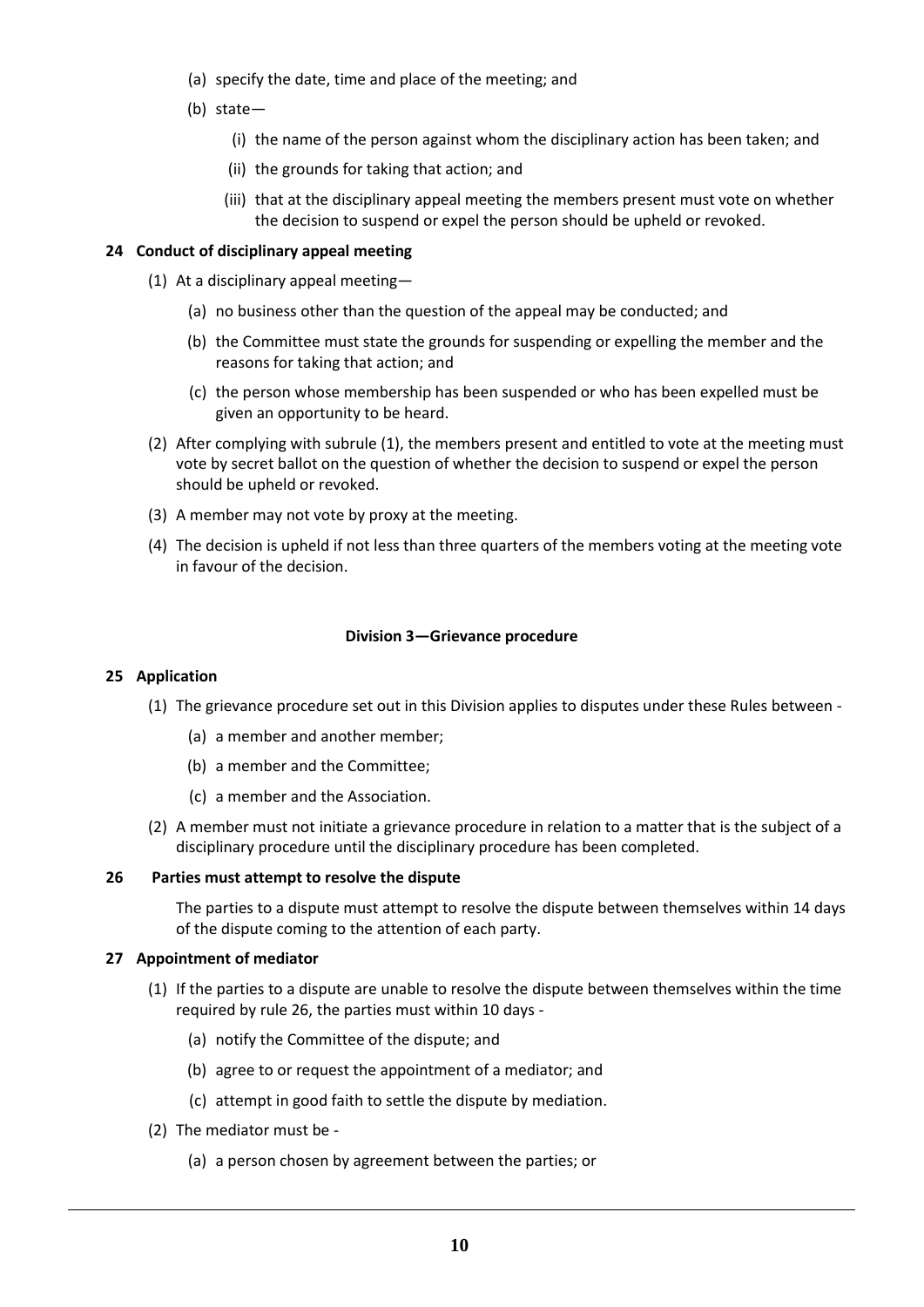(a) specify the date, time and place of the meeting; and

(b) state—

(i) the name of the person against whom the disciplinary action has been taken; and

(ii) the grounds for taking that action; and

(iii) that at the disciplinary appeal meeting the members present must vote on whether the decision to suspend or expel the person should be upheld or revoked.

**24 Conduct of disciplinary appeal meeting**

(1) At a disciplinary appeal meeting—

(a) no business other than the question of the appeal may be conducted; and

(b) the Committee must state the grounds for suspending or expelling the member and the reasons for taking that action; and

(c) the person whose membership has been suspended or who has been expelled must be given an opportunity to be heard.

(2) After complying with subrule (1), the members present and entitled to vote at the meeting must vote by secret ballot on the question of whether the decision to suspend or expel the person should be upheld or revoked.

(3) A member may not vote by proxy at the meeting.

(4) The decision is upheld if not less than three quarters of the members voting at the meeting vote in favour of the decision.

**Division 3—Grievance procedure**

**25 Application**

(1) The grievance procedure set out in this Division applies to disputes under these Rules between -

(a) a member and another member;

(b) a member and the Committee;

(c) a member and the Association.

(2) A member must not initiate a grievance procedure in relation to a matter that is the subject of a disciplinary procedure until the disciplinary procedure has been completed.

**26 Parties must attempt to resolve the dispute**

The parties to a dispute must attempt to resolve the dispute between themselves within 14 days of the dispute coming to the attention of each party.

**27 Appointment of mediator**

(1) If the parties to a dispute are unable to resolve the dispute between themselves within the time required by rule 26, the parties must within 10 days -

(a) notify the Committee of the dispute; and

(b) agree to or request the appointment of a mediator; and

(c) attempt in good faith to settle the dispute by mediation.

(2) The mediator must be -

(a) a person chosen by agreement between the parties; or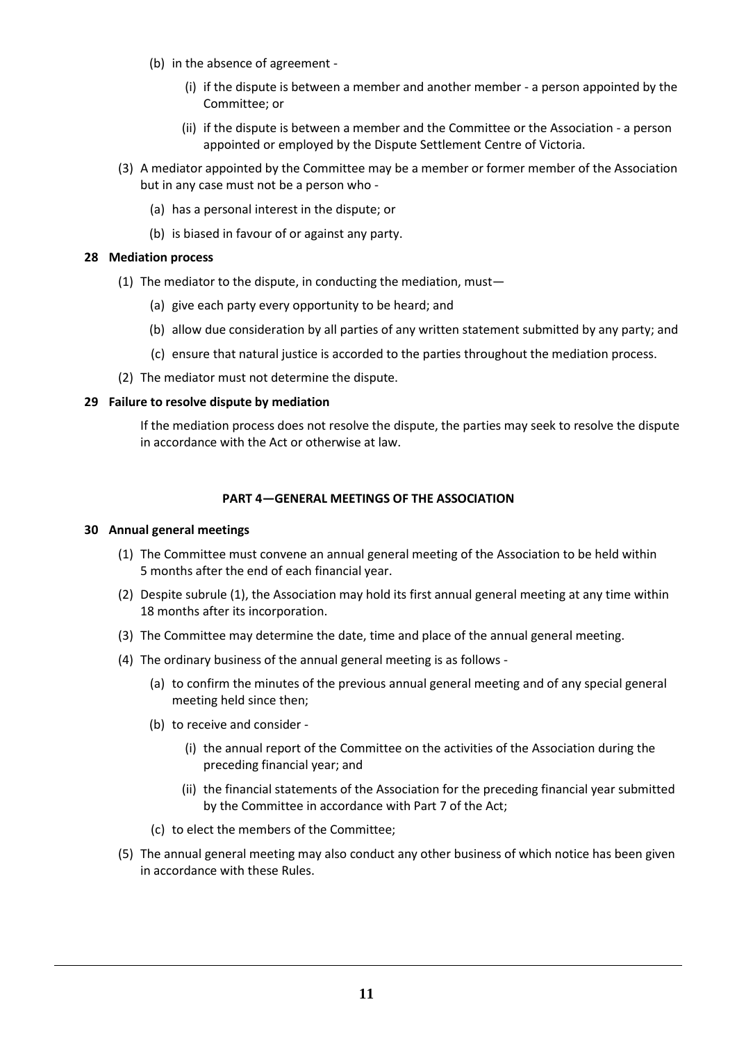(b) in the absence of agreement -

(i) if the dispute is between a member and another member - a person appointed by the Committee; or

(ii) if the dispute is between a member and the Committee or the Association - a person appointed or employed by the Dispute Settlement Centre of Victoria.

(3) A mediator appointed by the Committee may be a member or former member of the Association but in any case must not be a person who -

(a) has a personal interest in the dispute; or

(b) is biased in favour of or against any party.

**28 Mediation process**

(1) The mediator to the dispute, in conducting the mediation, must—

(a) give each party every opportunity to be heard; and

(b) allow due consideration by all parties of any written statement submitted by any party; and

(c) ensure that natural justice is accorded to the parties throughout the mediation process.

(2) The mediator must not determine the dispute.

**29 Failure to resolve dispute by mediation**

If the mediation process does not resolve the dispute, the parties may seek to resolve the dispute in accordance with the Act or otherwise at law.

**PART 4—GENERAL MEETINGS OF THE ASSOCIATION**

**30 Annual general meetings**

(1) The Committee must convene an annual general meeting of the Association to be held within 5 months after the end of each financial year.

(2) Despite subrule (1), the Association may hold its first annual general meeting at any time within 18 months after its incorporation.

(3) The Committee may determine the date, time and place of the annual general meeting.

(4) The ordinary business of the annual general meeting is as follows -

(a) to confirm the minutes of the previous annual general meeting and of any special general meeting held since then;

(b) to receive and consider -

(i) the annual report of the Committee on the activities of the Association during the preceding financial year; and

(ii) the financial statements of the Association for the preceding financial year submitted by the Committee in accordance with Part 7 of the Act;

(c) to elect the members of the Committee;

(5) The annual general meeting may also conduct any other business of which notice has been given in accordance with these Rules.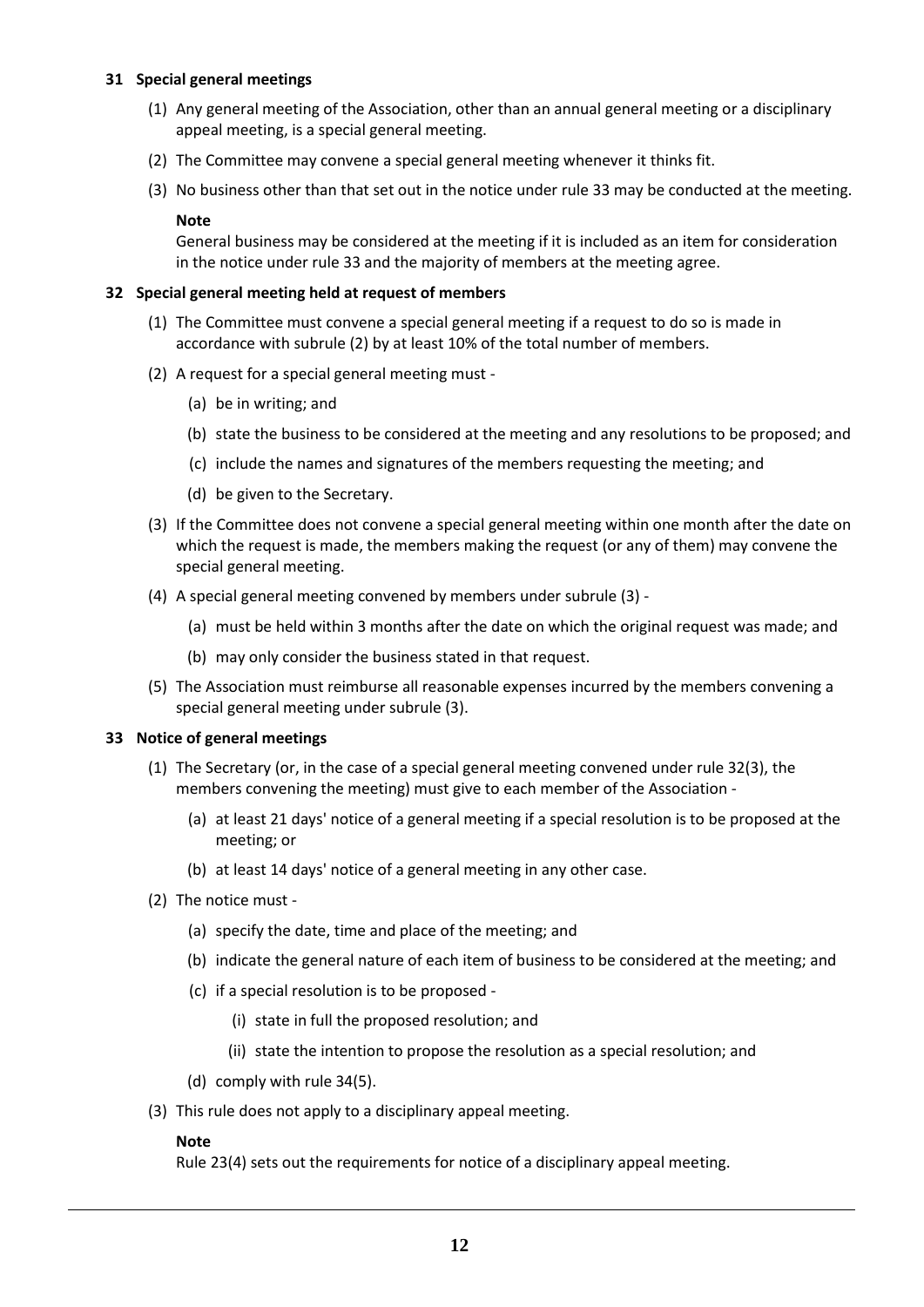## 31 Special general meetings

(1) Any general meeting of the Association, other than an annual general meeting or a disciplinary appeal meeting, is a special general meeting.

(2) The Committee may convene a special general meeting whenever it thinks fit.

(3) No business other than that set out in the notice under rule 33 may be conducted at the meeting.

**Note**

General business may be considered at the meeting if it is included as an item for consideration in the notice under rule 33 and the majority of members at the meeting agree.

## 32 Special general meeting held at request of members

(1) The Committee must convene a special general meeting if a request to do so is made in accordance with subrule (2) by at least 10% of the total number of members.

(2) A request for a special general meeting must -

- (a) be in writing; and
- (b) state the business to be considered at the meeting and any resolutions to be proposed; and
- (c) include the names and signatures of the members requesting the meeting; and
- (d) be given to the Secretary.

(3) If the Committee does not convene a special general meeting within one month after the date on which the request is made, the members making the request (or any of them) may convene the special general meeting.

(4) A special general meeting convened by members under subrule (3) -

- (a) must be held within 3 months after the date on which the original request was made; and
- (b) may only consider the business stated in that request.

(5) The Association must reimburse all reasonable expenses incurred by the members convening a special general meeting under subrule (3).

## 33 Notice of general meetings

(1) The Secretary (or, in the case of a special general meeting convened under rule 32(3), the members convening the meeting) must give to each member of the Association -

- (a) at least 21 days' notice of a general meeting if a special resolution is to be proposed at the meeting; or
- (b) at least 14 days' notice of a general meeting in any other case.

(2) The notice must -

- (a) specify the date, time and place of the meeting; and
- (b) indicate the general nature of each item of business to be considered at the meeting; and
- (c) if a special resolution is to be proposed -
  - (i) state in full the proposed resolution; and
  - (ii) state the intention to propose the resolution as a special resolution; and
- (d) comply with rule 34(5).

(3) This rule does not apply to a disciplinary appeal meeting.

**Note**

Rule 23(4) sets out the requirements for notice of a disciplinary appeal meeting.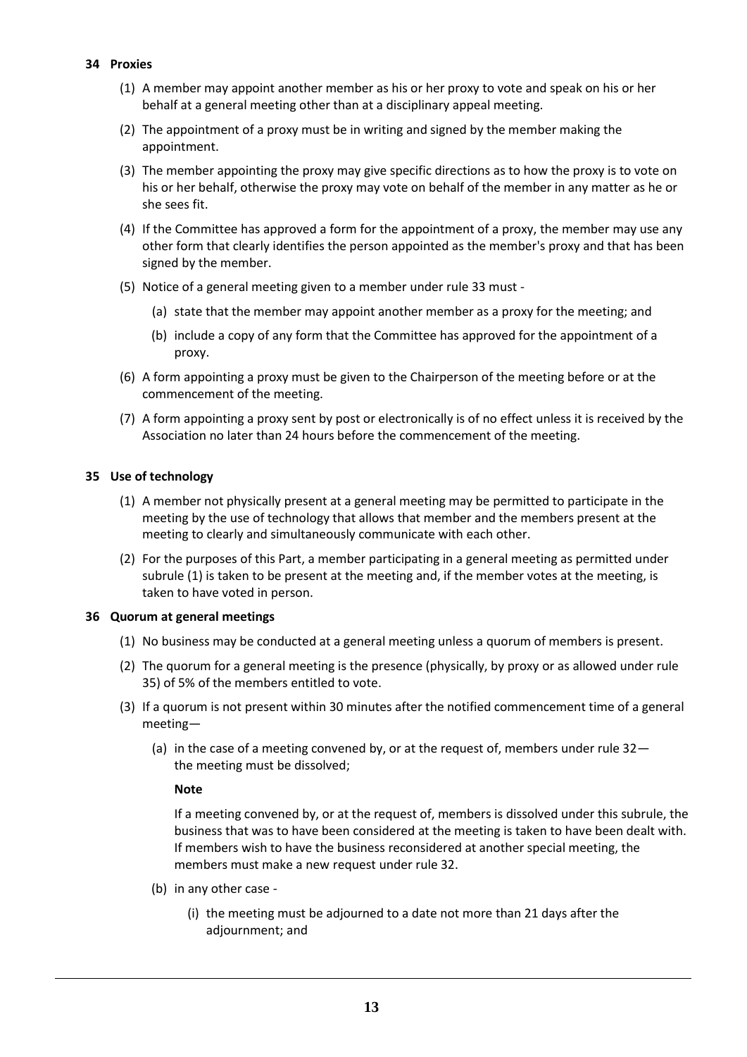**34 Proxies**

(1) A member may appoint another member as his or her proxy to vote and speak on his or her behalf at a general meeting other than at a disciplinary appeal meeting.

(2) The appointment of a proxy must be in writing and signed by the member making the appointment.

(3) The member appointing the proxy may give specific directions as to how the proxy is to vote on his or her behalf, otherwise the proxy may vote on behalf of the member in any matter as he or she sees fit.

(4) If the Committee has approved a form for the appointment of a proxy, the member may use any other form that clearly identifies the person appointed as the member's proxy and that has been signed by the member.

(5) Notice of a general meeting given to a member under rule 33 must -

(a) state that the member may appoint another member as a proxy for the meeting; and

(b) include a copy of any form that the Committee has approved for the appointment of a proxy.

(6) A form appointing a proxy must be given to the Chairperson of the meeting before or at the commencement of the meeting.

(7) A form appointing a proxy sent by post or electronically is of no effect unless it is received by the Association no later than 24 hours before the commencement of the meeting.

**35 Use of technology**

(1) A member not physically present at a general meeting may be permitted to participate in the meeting by the use of technology that allows that member and the members present at the meeting to clearly and simultaneously communicate with each other.

(2) For the purposes of this Part, a member participating in a general meeting as permitted under subrule (1) is taken to be present at the meeting and, if the member votes at the meeting, is taken to have voted in person.

**36 Quorum at general meetings**

(1) No business may be conducted at a general meeting unless a quorum of members is present.

(2) The quorum for a general meeting is the presence (physically, by proxy or as allowed under rule 35) of 5% of the members entitled to vote.

(3) If a quorum is not present within 30 minutes after the notified commencement time of a general meeting—

(a) in the case of a meeting convened by, or at the request of, members under rule 32— the meeting must be dissolved;

**Note**

If a meeting convened by, or at the request of, members is dissolved under this subrule, the business that was to have been considered at the meeting is taken to have been dealt with. If members wish to have the business reconsidered at another special meeting, the members must make a new request under rule 32.

(b) in any other case -

(i) the meeting must be adjourned to a date not more than 21 days after the adjournment; and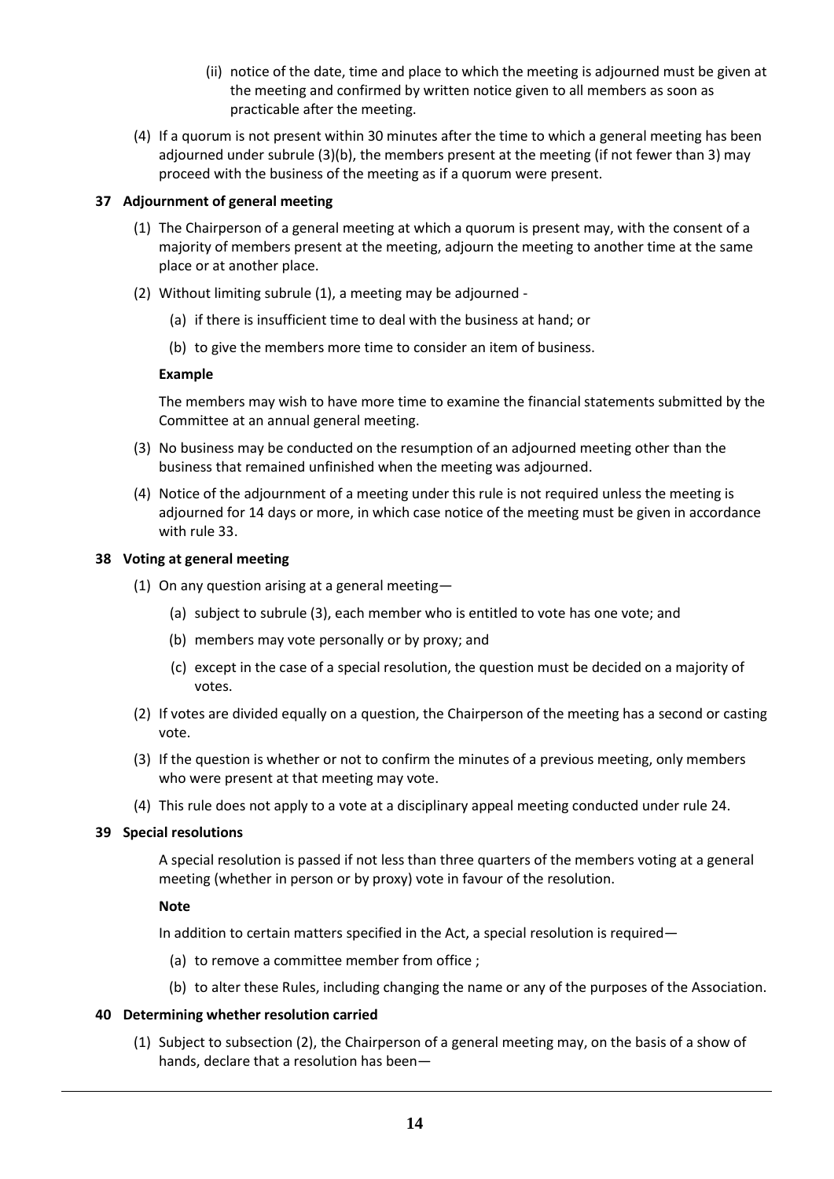(ii) notice of the date, time and place to which the meeting is adjourned must be given at the meeting and confirmed by written notice given to all members as soon as practicable after the meeting.

(4) If a quorum is not present within 30 minutes after the time to which a general meeting has been adjourned under subrule (3)(b), the members present at the meeting (if not fewer than 3) may proceed with the business of the meeting as if a quorum were present.

### 37 Adjournment of general meeting

(1) The Chairperson of a general meeting at which a quorum is present may, with the consent of a majority of members present at the meeting, adjourn the meeting to another time at the same place or at another place.

(2) Without limiting subrule (1), a meeting may be adjourned -

  (a) if there is insufficient time to deal with the business at hand; or

  (b) to give the members more time to consider an item of business.

**Example**

The members may wish to have more time to examine the financial statements submitted by the Committee at an annual general meeting.

(3) No business may be conducted on the resumption of an adjourned meeting other than the business that remained unfinished when the meeting was adjourned.

(4) Notice of the adjournment of a meeting under this rule is not required unless the meeting is adjourned for 14 days or more, in which case notice of the meeting must be given in accordance with rule 33.

### 38 Voting at general meeting

(1) On any question arising at a general meeting—

  (a) subject to subrule (3), each member who is entitled to vote has one vote; and

  (b) members may vote personally or by proxy; and

  (c) except in the case of a special resolution, the question must be decided on a majority of votes.

(2) If votes are divided equally on a question, the Chairperson of the meeting has a second or casting vote.

(3) If the question is whether or not to confirm the minutes of a previous meeting, only members who were present at that meeting may vote.

(4) This rule does not apply to a vote at a disciplinary appeal meeting conducted under rule 24.

### 39 Special resolutions

A special resolution is passed if not less than three quarters of the members voting at a general meeting (whether in person or by proxy) vote in favour of the resolution.

**Note**

In addition to certain matters specified in the Act, a special resolution is required—

  (a) to remove a committee member from office ;

  (b) to alter these Rules, including changing the name or any of the purposes of the Association.

### 40 Determining whether resolution carried

(1) Subject to subsection (2), the Chairperson of a general meeting may, on the basis of a show of hands, declare that a resolution has been—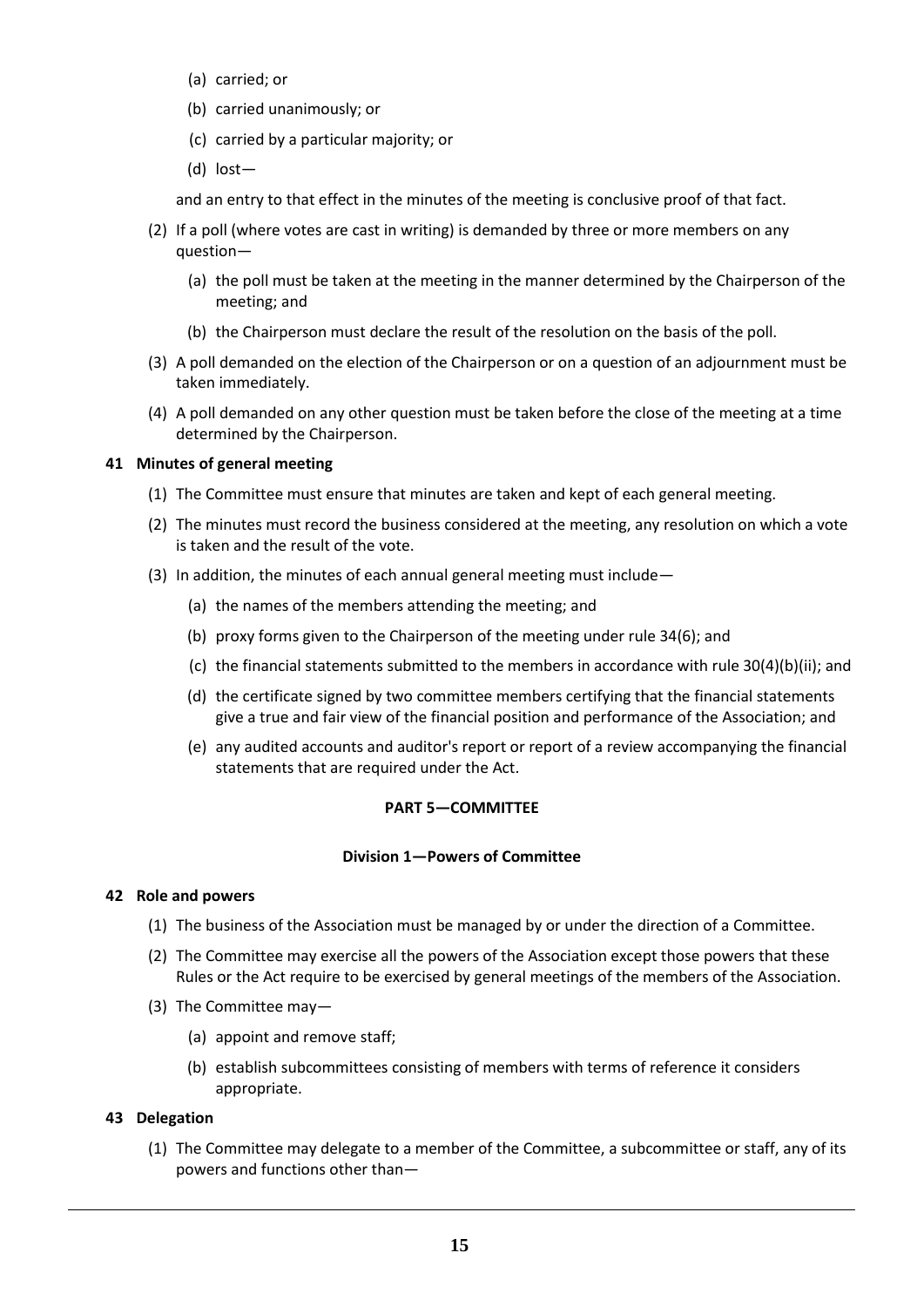(a) carried; or

(b) carried unanimously; or

(c) carried by a particular majority; or

(d) lost—

and an entry to that effect in the minutes of the meeting is conclusive proof of that fact.

(2) If a poll (where votes are cast in writing) is demanded by three or more members on any question—

(a) the poll must be taken at the meeting in the manner determined by the Chairperson of the meeting; and

(b) the Chairperson must declare the result of the resolution on the basis of the poll.

(3) A poll demanded on the election of the Chairperson or on a question of an adjournment must be taken immediately.

(4) A poll demanded on any other question must be taken before the close of the meeting at a time determined by the Chairperson.

**41 Minutes of general meeting**

(1) The Committee must ensure that minutes are taken and kept of each general meeting.

(2) The minutes must record the business considered at the meeting, any resolution on which a vote is taken and the result of the vote.

(3) In addition, the minutes of each annual general meeting must include—

(a) the names of the members attending the meeting; and

(b) proxy forms given to the Chairperson of the meeting under rule 34(6); and

(c) the financial statements submitted to the members in accordance with rule 30(4)(b)(ii); and

(d) the certificate signed by two committee members certifying that the financial statements give a true and fair view of the financial position and performance of the Association; and

(e) any audited accounts and auditor's report or report of a review accompanying the financial statements that are required under the Act.

## PART 5—COMMITTEE

### Division 1—Powers of Committee

**42 Role and powers**

(1) The business of the Association must be managed by or under the direction of a Committee.

(2) The Committee may exercise all the powers of the Association except those powers that these Rules or the Act require to be exercised by general meetings of the members of the Association.

(3) The Committee may—

(a) appoint and remove staff;

(b) establish subcommittees consisting of members with terms of reference it considers appropriate.

**43 Delegation**

(1) The Committee may delegate to a member of the Committee, a subcommittee or staff, any of its powers and functions other than—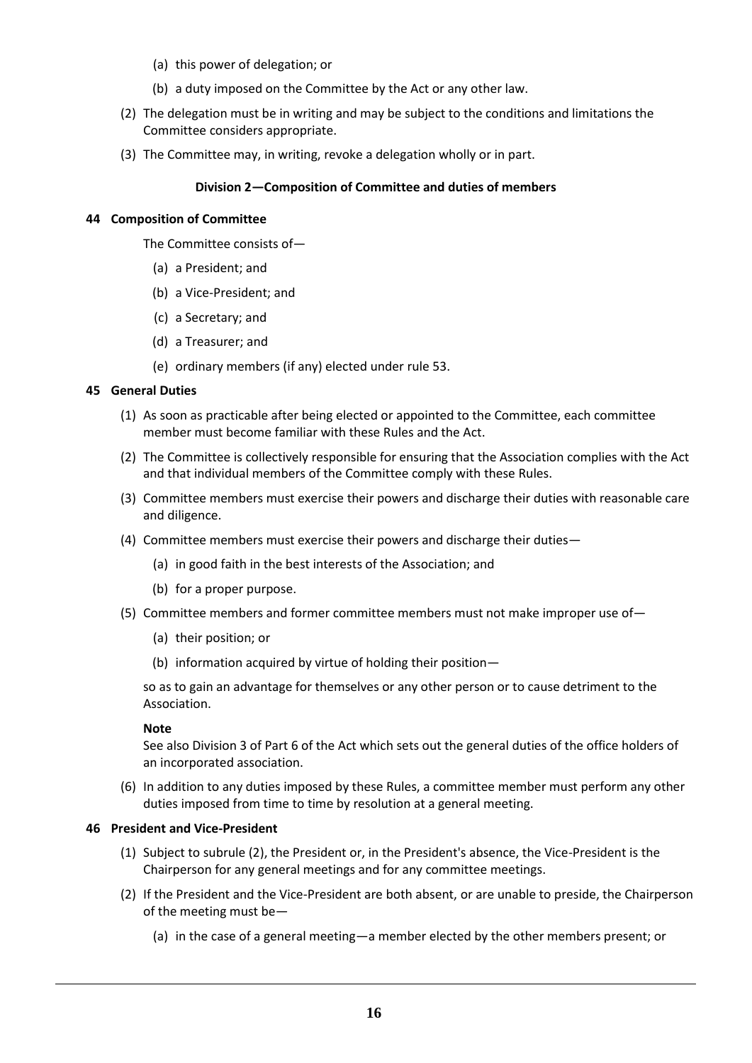(a) this power of delegation; or

(b) a duty imposed on the Committee by the Act or any other law.

(2) The delegation must be in writing and may be subject to the conditions and limitations the Committee considers appropriate.

(3) The Committee may, in writing, revoke a delegation wholly or in part.

### Division 2—Composition of Committee and duties of members

#### 44 Composition of Committee

The Committee consists of—

(a) a President; and

(b) a Vice-President; and

(c) a Secretary; and

(d) a Treasurer; and

(e) ordinary members (if any) elected under rule 53.

#### 45 General Duties

(1) As soon as practicable after being elected or appointed to the Committee, each committee member must become familiar with these Rules and the Act.

(2) The Committee is collectively responsible for ensuring that the Association complies with the Act and that individual members of the Committee comply with these Rules.

(3) Committee members must exercise their powers and discharge their duties with reasonable care and diligence.

(4) Committee members must exercise their powers and discharge their duties—

(a) in good faith in the best interests of the Association; and

(b) for a proper purpose.

(5) Committee members and former committee members must not make improper use of—

(a) their position; or

(b) information acquired by virtue of holding their position—

so as to gain an advantage for themselves or any other person or to cause detriment to the Association.

**Note**

See also Division 3 of Part 6 of the Act which sets out the general duties of the office holders of an incorporated association.

(6) In addition to any duties imposed by these Rules, a committee member must perform any other duties imposed from time to time by resolution at a general meeting.

#### 46 President and Vice-President

(1) Subject to subrule (2), the President or, in the President's absence, the Vice-President is the Chairperson for any general meetings and for any committee meetings.

(2) If the President and the Vice-President are both absent, or are unable to preside, the Chairperson of the meeting must be—

(a) in the case of a general meeting—a member elected by the other members present; or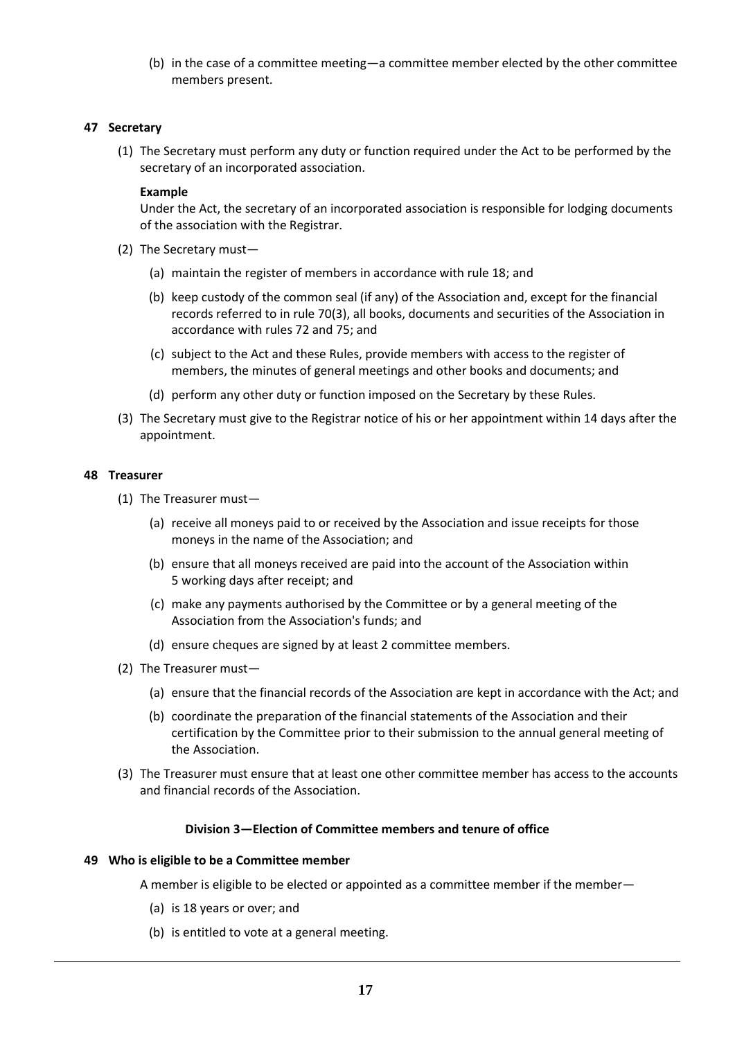(b) in the case of a committee meeting—a committee member elected by the other committee members present.

### 47 Secretary

(1) The Secretary must perform any duty or function required under the Act to be performed by the secretary of an incorporated association.

**Example**
Under the Act, the secretary of an incorporated association is responsible for lodging documents of the association with the Registrar.

(2) The Secretary must—

(a) maintain the register of members in accordance with rule 18; and

(b) keep custody of the common seal (if any) of the Association and, except for the financial records referred to in rule 70(3), all books, documents and securities of the Association in accordance with rules 72 and 75; and

(c) subject to the Act and these Rules, provide members with access to the register of members, the minutes of general meetings and other books and documents; and

(d) perform any other duty or function imposed on the Secretary by these Rules.

(3) The Secretary must give to the Registrar notice of his or her appointment within 14 days after the appointment.

### 48 Treasurer

(1) The Treasurer must—

(a) receive all moneys paid to or received by the Association and issue receipts for those moneys in the name of the Association; and

(b) ensure that all moneys received are paid into the account of the Association within 5 working days after receipt; and

(c) make any payments authorised by the Committee or by a general meeting of the Association from the Association's funds; and

(d) ensure cheques are signed by at least 2 committee members.

(2) The Treasurer must—

(a) ensure that the financial records of the Association are kept in accordance with the Act; and

(b) coordinate the preparation of the financial statements of the Association and their certification by the Committee prior to their submission to the annual general meeting of the Association.

(3) The Treasurer must ensure that at least one other committee member has access to the accounts and financial records of the Association.

## Division 3—Election of Committee members and tenure of office

### 49 Who is eligible to be a Committee member

A member is eligible to be elected or appointed as a committee member if the member—

(a) is 18 years or over; and

(b) is entitled to vote at a general meeting.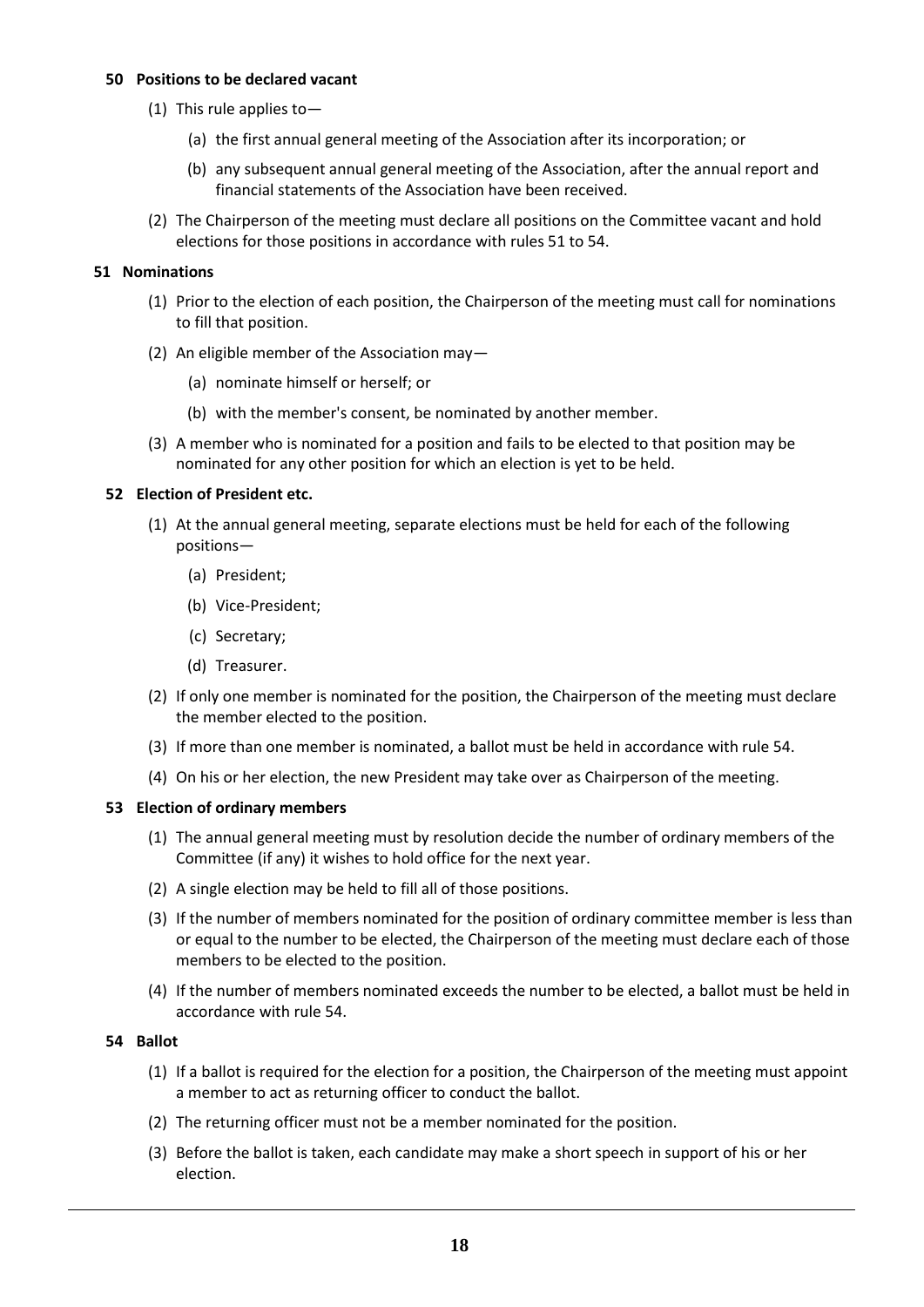### 50 Positions to be declared vacant

(1) This rule applies to—

(a) the first annual general meeting of the Association after its incorporation; or

(b) any subsequent annual general meeting of the Association, after the annual report and financial statements of the Association have been received.

(2) The Chairperson of the meeting must declare all positions on the Committee vacant and hold elections for those positions in accordance with rules 51 to 54.

### 51 Nominations

(1) Prior to the election of each position, the Chairperson of the meeting must call for nominations to fill that position.

(2) An eligible member of the Association may—

(a) nominate himself or herself; or

(b) with the member's consent, be nominated by another member.

(3) A member who is nominated for a position and fails to be elected to that position may be nominated for any other position for which an election is yet to be held.

### 52 Election of President etc.

(1) At the annual general meeting, separate elections must be held for each of the following positions—

(a) President;

(b) Vice-President;

(c) Secretary;

(d) Treasurer.

(2) If only one member is nominated for the position, the Chairperson of the meeting must declare the member elected to the position.

(3) If more than one member is nominated, a ballot must be held in accordance with rule 54.

(4) On his or her election, the new President may take over as Chairperson of the meeting.

### 53 Election of ordinary members

(1) The annual general meeting must by resolution decide the number of ordinary members of the Committee (if any) it wishes to hold office for the next year.

(2) A single election may be held to fill all of those positions.

(3) If the number of members nominated for the position of ordinary committee member is less than or equal to the number to be elected, the Chairperson of the meeting must declare each of those members to be elected to the position.

(4) If the number of members nominated exceeds the number to be elected, a ballot must be held in accordance with rule 54.

### 54 Ballot

(1) If a ballot is required for the election for a position, the Chairperson of the meeting must appoint a member to act as returning officer to conduct the ballot.

(2) The returning officer must not be a member nominated for the position.

(3) Before the ballot is taken, each candidate may make a short speech in support of his or her election.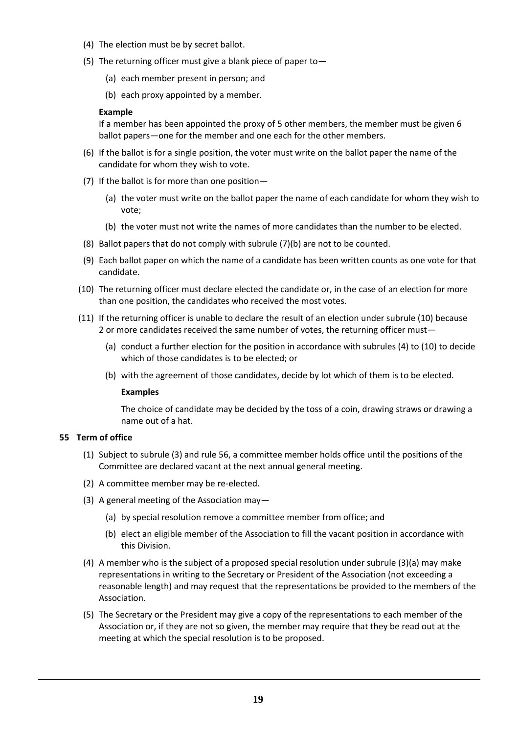(4) The election must be by secret ballot.

(5) The returning officer must give a blank piece of paper to—

(a) each member present in person; and

(b) each proxy appointed by a member.

**Example**

If a member has been appointed the proxy of 5 other members, the member must be given 6 ballot papers—one for the member and one each for the other members.

(6) If the ballot is for a single position, the voter must write on the ballot paper the name of the candidate for whom they wish to vote.

(7) If the ballot is for more than one position—

(a) the voter must write on the ballot paper the name of each candidate for whom they wish to vote;

(b) the voter must not write the names of more candidates than the number to be elected.

(8) Ballot papers that do not comply with subrule (7)(b) are not to be counted.

(9) Each ballot paper on which the name of a candidate has been written counts as one vote for that candidate.

(10) The returning officer must declare elected the candidate or, in the case of an election for more than one position, the candidates who received the most votes.

(11) If the returning officer is unable to declare the result of an election under subrule (10) because 2 or more candidates received the same number of votes, the returning officer must—

(a) conduct a further election for the position in accordance with subrules (4) to (10) to decide which of those candidates is to be elected; or

(b) with the agreement of those candidates, decide by lot which of them is to be elected.

**Examples**

The choice of candidate may be decided by the toss of a coin, drawing straws or drawing a name out of a hat.

**55 Term of office**

(1) Subject to subrule (3) and rule 56, a committee member holds office until the positions of the Committee are declared vacant at the next annual general meeting.

(2) A committee member may be re-elected.

(3) A general meeting of the Association may—

(a) by special resolution remove a committee member from office; and

(b) elect an eligible member of the Association to fill the vacant position in accordance with this Division.

(4) A member who is the subject of a proposed special resolution under subrule (3)(a) may make representations in writing to the Secretary or President of the Association (not exceeding a reasonable length) and may request that the representations be provided to the members of the Association.

(5) The Secretary or the President may give a copy of the representations to each member of the Association or, if they are not so given, the member may require that they be read out at the meeting at which the special resolution is to be proposed.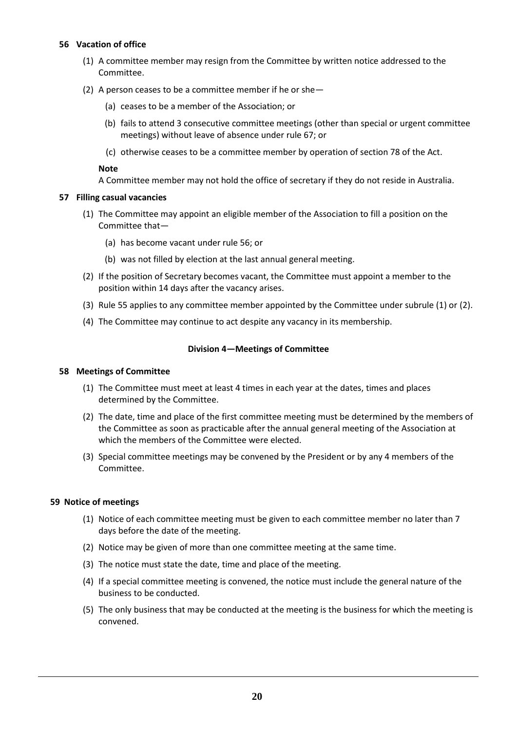### 56 Vacation of office

(1) A committee member may resign from the Committee by written notice addressed to the Committee.

(2) A person ceases to be a committee member if he or she—

(a) ceases to be a member of the Association; or

(b) fails to attend 3 consecutive committee meetings (other than special or urgent committee meetings) without leave of absence under rule 67; or

(c) otherwise ceases to be a committee member by operation of section 78 of the Act.

**Note**

A Committee member may not hold the office of secretary if they do not reside in Australia.

### 57 Filling casual vacancies

(1) The Committee may appoint an eligible member of the Association to fill a position on the Committee that—

(a) has become vacant under rule 56; or

(b) was not filled by election at the last annual general meeting.

(2) If the position of Secretary becomes vacant, the Committee must appoint a member to the position within 14 days after the vacancy arises.

(3) Rule 55 applies to any committee member appointed by the Committee under subrule (1) or (2).

(4) The Committee may continue to act despite any vacancy in its membership.

## Division 4—Meetings of Committee

### 58 Meetings of Committee

(1) The Committee must meet at least 4 times in each year at the dates, times and places determined by the Committee.

(2) The date, time and place of the first committee meeting must be determined by the members of the Committee as soon as practicable after the annual general meeting of the Association at which the members of the Committee were elected.

(3) Special committee meetings may be convened by the President or by any 4 members of the Committee.

### 59 Notice of meetings

(1) Notice of each committee meeting must be given to each committee member no later than 7 days before the date of the meeting.

(2) Notice may be given of more than one committee meeting at the same time.

(3) The notice must state the date, time and place of the meeting.

(4) If a special committee meeting is convened, the notice must include the general nature of the business to be conducted.

(5) The only business that may be conducted at the meeting is the business for which the meeting is convened.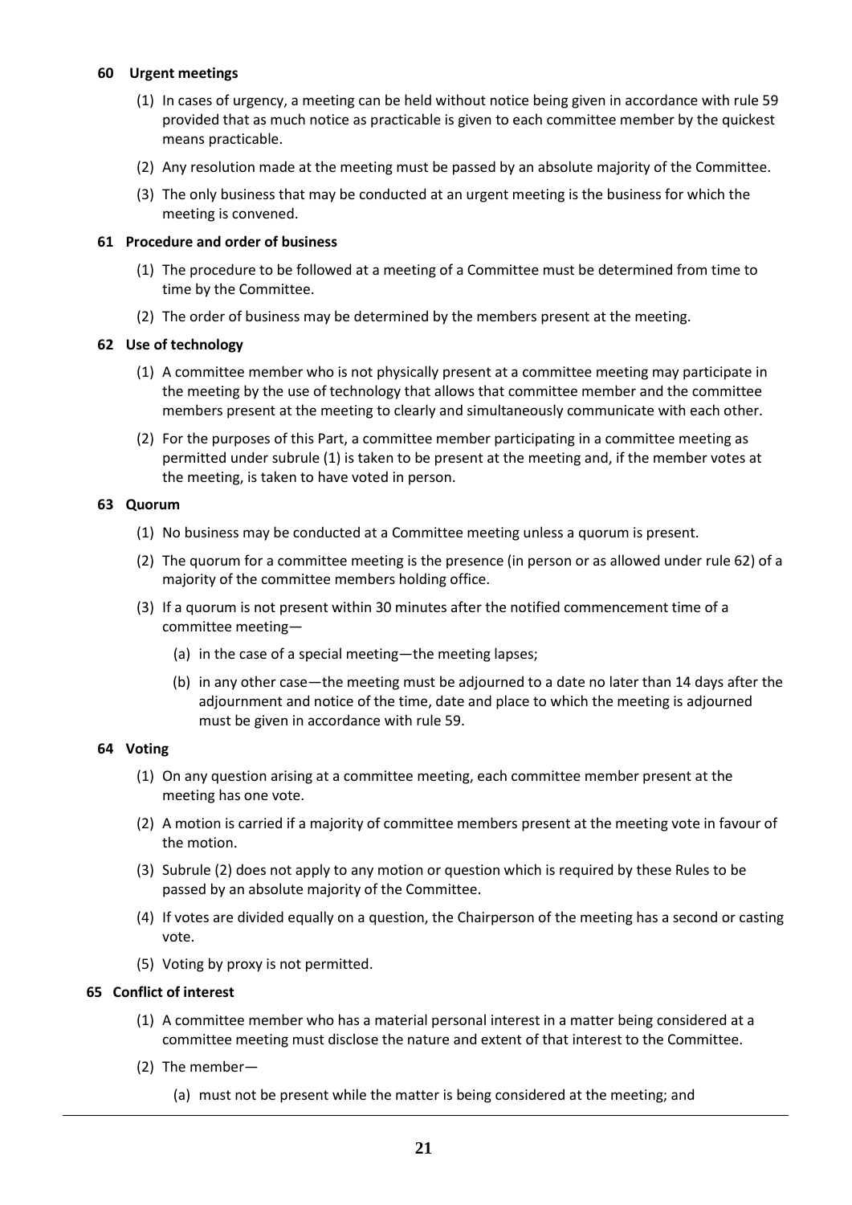#### 60 Urgent meetings

(1) In cases of urgency, a meeting can be held without notice being given in accordance with rule 59 provided that as much notice as practicable is given to each committee member by the quickest means practicable.

(2) Any resolution made at the meeting must be passed by an absolute majority of the Committee.

(3) The only business that may be conducted at an urgent meeting is the business for which the meeting is convened.

#### 61 Procedure and order of business

(1) The procedure to be followed at a meeting of a Committee must be determined from time to time by the Committee.

(2) The order of business may be determined by the members present at the meeting.

#### 62 Use of technology

(1) A committee member who is not physically present at a committee meeting may participate in the meeting by the use of technology that allows that committee member and the committee members present at the meeting to clearly and simultaneously communicate with each other.

(2) For the purposes of this Part, a committee member participating in a committee meeting as permitted under subrule (1) is taken to be present at the meeting and, if the member votes at the meeting, is taken to have voted in person.

#### 63 Quorum

(1) No business may be conducted at a Committee meeting unless a quorum is present.

(2) The quorum for a committee meeting is the presence (in person or as allowed under rule 62) of a majority of the committee members holding office.

(3) If a quorum is not present within 30 minutes after the notified commencement time of a committee meeting—

(a) in the case of a special meeting—the meeting lapses;

(b) in any other case—the meeting must be adjourned to a date no later than 14 days after the adjournment and notice of the time, date and place to which the meeting is adjourned must be given in accordance with rule 59.

#### 64 Voting

(1) On any question arising at a committee meeting, each committee member present at the meeting has one vote.

(2) A motion is carried if a majority of committee members present at the meeting vote in favour of the motion.

(3) Subrule (2) does not apply to any motion or question which is required by these Rules to be passed by an absolute majority of the Committee.

(4) If votes are divided equally on a question, the Chairperson of the meeting has a second or casting vote.

(5) Voting by proxy is not permitted.

#### 65 Conflict of interest

(1) A committee member who has a material personal interest in a matter being considered at a committee meeting must disclose the nature and extent of that interest to the Committee.

(2) The member—

(a) must not be present while the matter is being considered at the meeting; and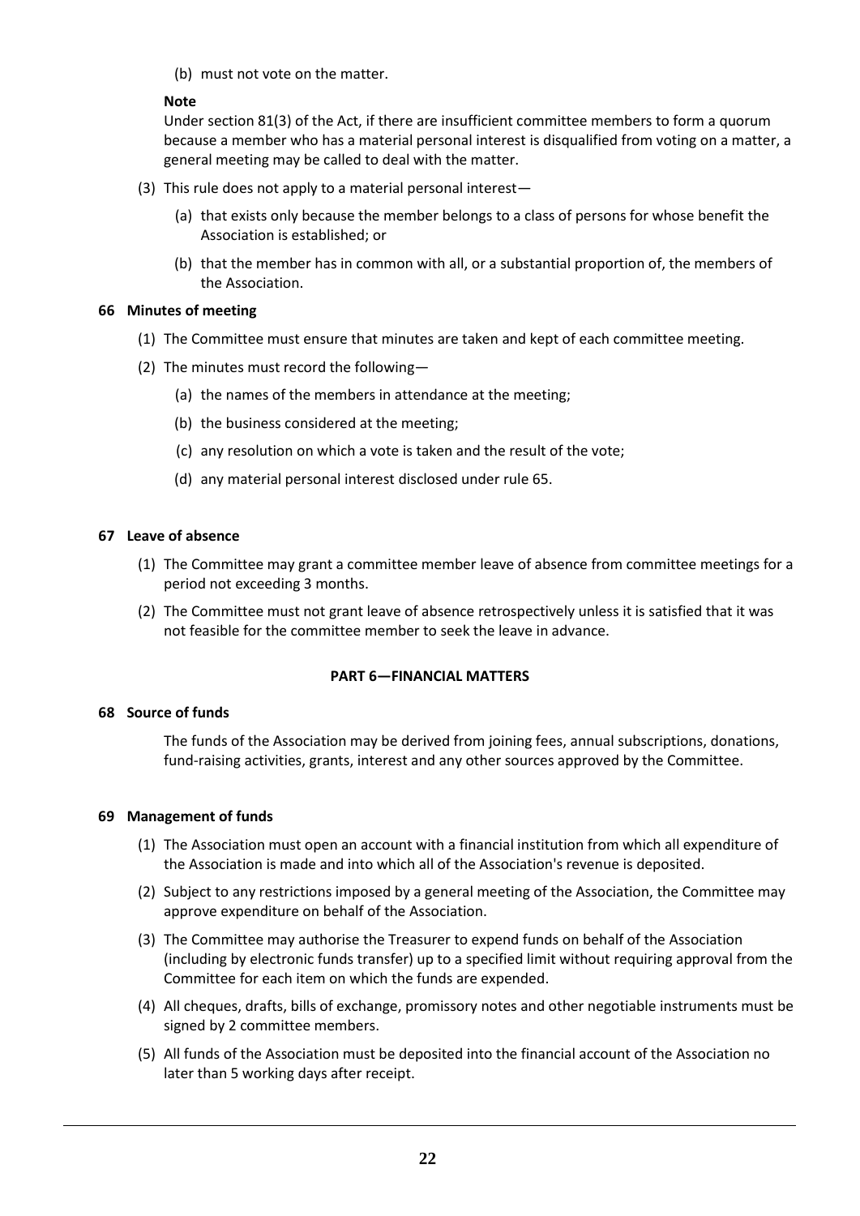(b) must not vote on the matter.

**Note**

Under section 81(3) of the Act, if there are insufficient committee members to form a quorum because a member who has a material personal interest is disqualified from voting on a matter, a general meeting may be called to deal with the matter.

(3) This rule does not apply to a material personal interest—

(a) that exists only because the member belongs to a class of persons for whose benefit the Association is established; or

(b) that the member has in common with all, or a substantial proportion of, the members of the Association.

### 66 Minutes of meeting

(1) The Committee must ensure that minutes are taken and kept of each committee meeting.

(2) The minutes must record the following—

(a) the names of the members in attendance at the meeting;

(b) the business considered at the meeting;

(c) any resolution on which a vote is taken and the result of the vote;

(d) any material personal interest disclosed under rule 65.

### 67 Leave of absence

(1) The Committee may grant a committee member leave of absence from committee meetings for a period not exceeding 3 months.

(2) The Committee must not grant leave of absence retrospectively unless it is satisfied that it was not feasible for the committee member to seek the leave in advance.

## PART 6—FINANCIAL MATTERS

### 68 Source of funds

The funds of the Association may be derived from joining fees, annual subscriptions, donations, fund-raising activities, grants, interest and any other sources approved by the Committee.

### 69 Management of funds

(1) The Association must open an account with a financial institution from which all expenditure of the Association is made and into which all of the Association's revenue is deposited.

(2) Subject to any restrictions imposed by a general meeting of the Association, the Committee may approve expenditure on behalf of the Association.

(3) The Committee may authorise the Treasurer to expend funds on behalf of the Association (including by electronic funds transfer) up to a specified limit without requiring approval from the Committee for each item on which the funds are expended.

(4) All cheques, drafts, bills of exchange, promissory notes and other negotiable instruments must be signed by 2 committee members.

(5) All funds of the Association must be deposited into the financial account of the Association no later than 5 working days after receipt.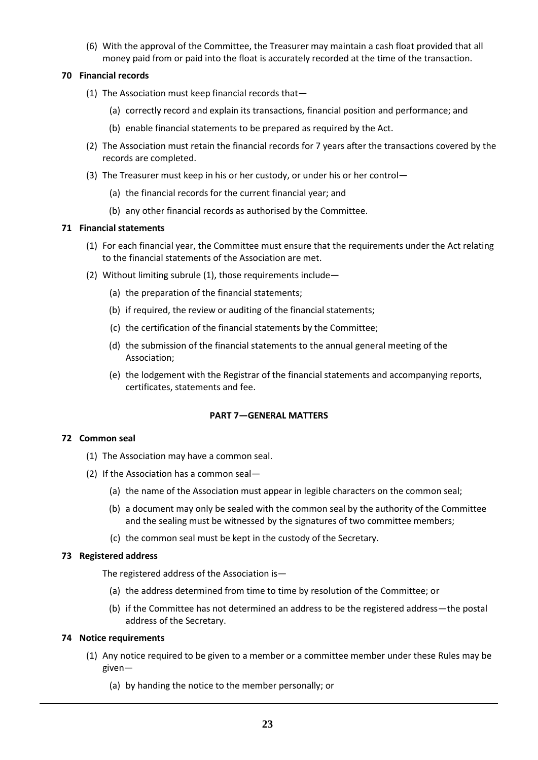(6) With the approval of the Committee, the Treasurer may maintain a cash float provided that all money paid from or paid into the float is accurately recorded at the time of the transaction.

**70 Financial records**

(1) The Association must keep financial records that—

(a) correctly record and explain its transactions, financial position and performance; and

(b) enable financial statements to be prepared as required by the Act.

(2) The Association must retain the financial records for 7 years after the transactions covered by the records are completed.

(3) The Treasurer must keep in his or her custody, or under his or her control—

(a) the financial records for the current financial year; and

(b) any other financial records as authorised by the Committee.

**71 Financial statements**

(1) For each financial year, the Committee must ensure that the requirements under the Act relating to the financial statements of the Association are met.

(2) Without limiting subrule (1), those requirements include—

(a) the preparation of the financial statements;

(b) if required, the review or auditing of the financial statements;

(c) the certification of the financial statements by the Committee;

(d) the submission of the financial statements to the annual general meeting of the Association;

(e) the lodgement with the Registrar of the financial statements and accompanying reports, certificates, statements and fee.

## PART 7—GENERAL MATTERS

**72 Common seal**

(1) The Association may have a common seal.

(2) If the Association has a common seal—

(a) the name of the Association must appear in legible characters on the common seal;

(b) a document may only be sealed with the common seal by the authority of the Committee and the sealing must be witnessed by the signatures of two committee members;

(c) the common seal must be kept in the custody of the Secretary.

**73 Registered address**

The registered address of the Association is—

(a) the address determined from time to time by resolution of the Committee; or

(b) if the Committee has not determined an address to be the registered address—the postal address of the Secretary.

**74 Notice requirements**

(1) Any notice required to be given to a member or a committee member under these Rules may be given—

(a) by handing the notice to the member personally; or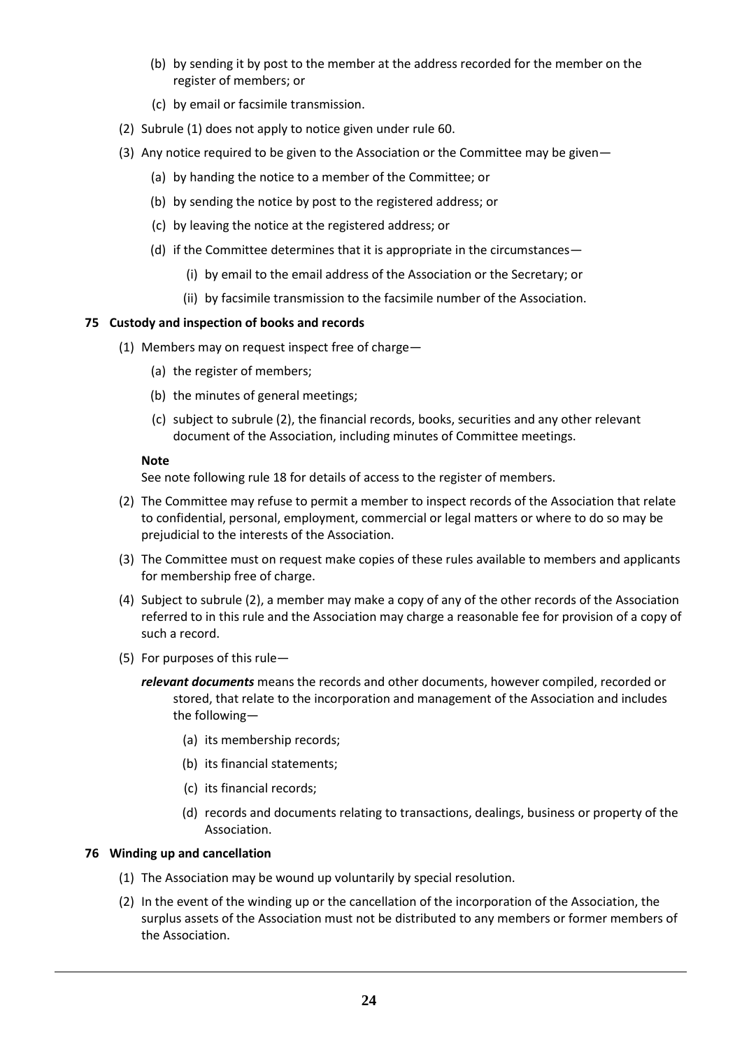(b) by sending it by post to the member at the address recorded for the member on the register of members; or

(c) by email or facsimile transmission.

(2) Subrule (1) does not apply to notice given under rule 60.

(3) Any notice required to be given to the Association or the Committee may be given—

(a) by handing the notice to a member of the Committee; or

(b) by sending the notice by post to the registered address; or

(c) by leaving the notice at the registered address; or

(d) if the Committee determines that it is appropriate in the circumstances—

(i) by email to the email address of the Association or the Secretary; or

(ii) by facsimile transmission to the facsimile number of the Association.

### 75 Custody and inspection of books and records

(1) Members may on request inspect free of charge—

(a) the register of members;

(b) the minutes of general meetings;

(c) subject to subrule (2), the financial records, books, securities and any other relevant document of the Association, including minutes of Committee meetings.

**Note**

See note following rule 18 for details of access to the register of members.

(2) The Committee may refuse to permit a member to inspect records of the Association that relate to confidential, personal, employment, commercial or legal matters or where to do so may be prejudicial to the interests of the Association.

(3) The Committee must on request make copies of these rules available to members and applicants for membership free of charge.

(4) Subject to subrule (2), a member may make a copy of any of the other records of the Association referred to in this rule and the Association may charge a reasonable fee for provision of a copy of such a record.

(5) For purposes of this rule—

***relevant documents*** means the records and other documents, however compiled, recorded or stored, that relate to the incorporation and management of the Association and includes the following—

(a) its membership records;

(b) its financial statements;

(c) its financial records;

(d) records and documents relating to transactions, dealings, business or property of the Association.

### 76 Winding up and cancellation

(1) The Association may be wound up voluntarily by special resolution.

(2) In the event of the winding up or the cancellation of the incorporation of the Association, the surplus assets of the Association must not be distributed to any members or former members of the Association.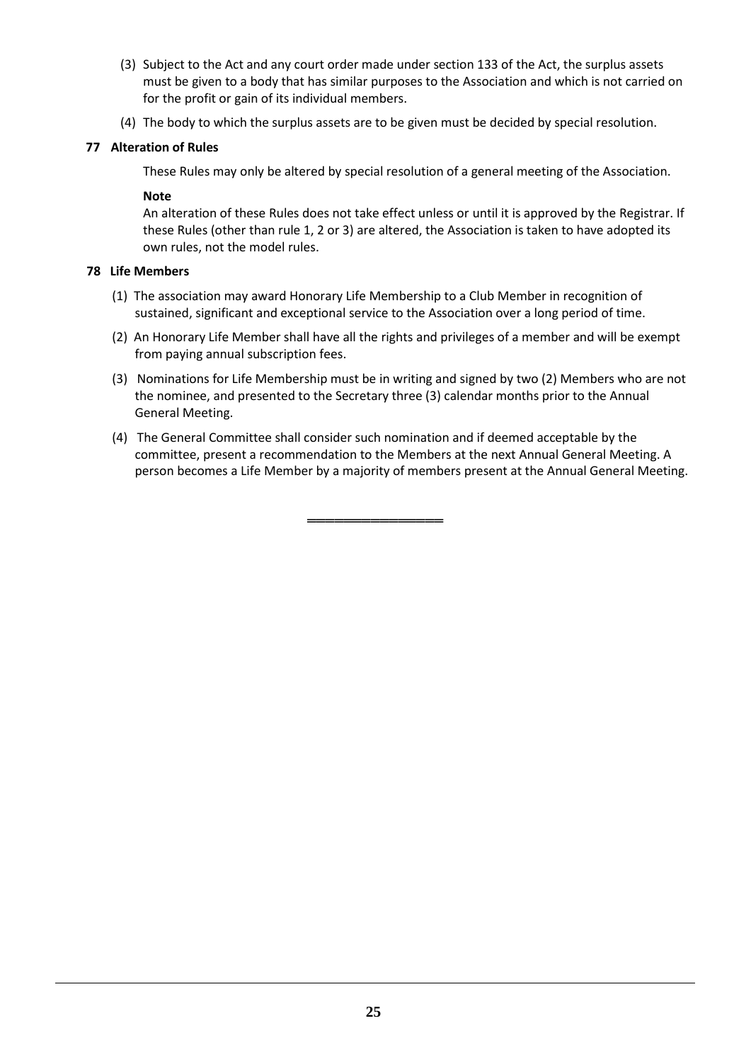(3) Subject to the Act and any court order made under section 133 of the Act, the surplus assets must be given to a body that has similar purposes to the Association and which is not carried on for the profit or gain of its individual members.

(4) The body to which the surplus assets are to be given must be decided by special resolution.

### 77 Alteration of Rules

These Rules may only be altered by special resolution of a general meeting of the Association.

**Note**

An alteration of these Rules does not take effect unless or until it is approved by the Registrar. If these Rules (other than rule 1, 2 or 3) are altered, the Association is taken to have adopted its own rules, not the model rules.

### 78 Life Members

(1) The association may award Honorary Life Membership to a Club Member in recognition of sustained, significant and exceptional service to the Association over a long period of time.

(2) An Honorary Life Member shall have all the rights and privileges of a member and will be exempt from paying annual subscription fees.

(3) Nominations for Life Membership must be in writing and signed by two (2) Members who are not the nominee, and presented to the Secretary three (3) calendar months prior to the Annual General Meeting.

(4) The General Committee shall consider such nomination and if deemed acceptable by the committee, present a recommendation to the Members at the next Annual General Meeting. A person becomes a Life Member by a majority of members present at the Annual General Meeting.